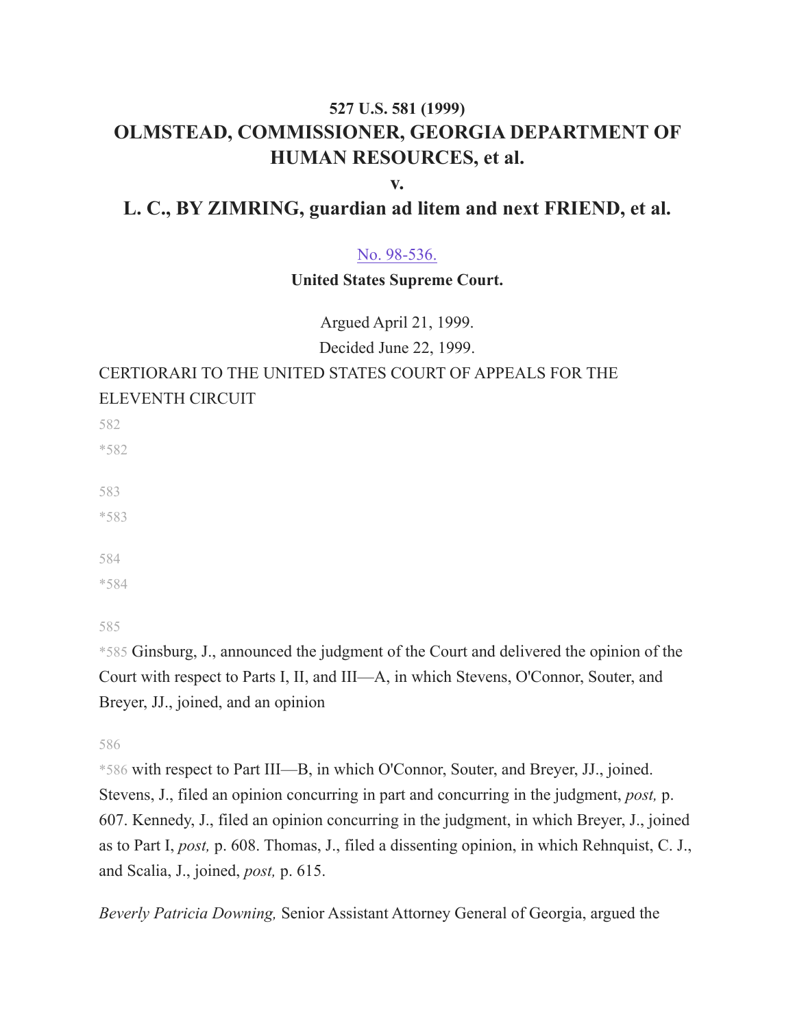**527 U.S. 581 (1999)**

# OLMSTEAD, COMMISSIONER, GEORGIA DEPARTMENT OF HUMAN RESOURCES, et al.

**v.**

# L. C., BY ZIMRING, guardian ad litem and next FRIEND, et al.

No. 98-536.

**United States Supreme Court.**

Argued April 21, 1999.

Decided June 22, 1999.

CERTIORARI TO THE UNITED STATES COURT OF APPEALS FOR THE ELEVENTH CIRCUIT

582

*582

583

*583

584

*584

585

*585 Ginsburg, J., announced the judgment of the Court and delivered the opinion of the Court with respect to Parts I, II, and III—A, in which Stevens, O'Connor, Souter, and Breyer, JJ., joined, and an opinion

586

*586 with respect to Part III—B, in which O'Connor, Souter, and Breyer, JJ., joined. Stevens, J., filed an opinion concurring in part and concurring in the judgment, *post,* p. 607. Kennedy, J., filed an opinion concurring in the judgment, in which Breyer, J., joined as to Part I, *post,* p. 608. Thomas, J., filed a dissenting opinion, in which Rehnquist, C. J., and Scalia, J., joined, *post,* p. 615.

*Beverly Patricia Downing,* Senior Assistant Attorney General of Georgia, argued the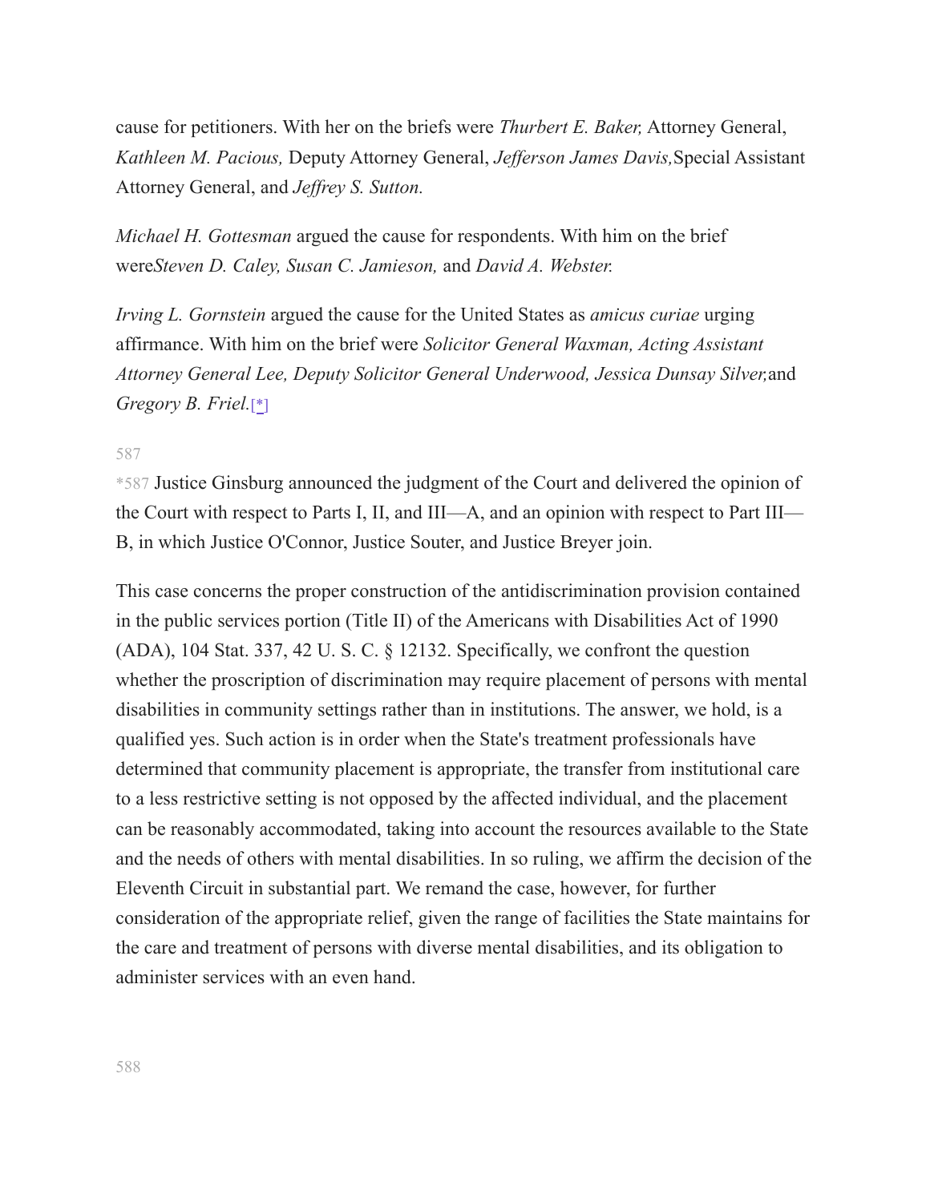cause for petitioners. With her on the briefs were *Thurbert E. Baker,* Attorney General, *Kathleen M. Pacious,* Deputy Attorney General, *Jefferson James Davis,* Special Assistant Attorney General, and *Jeffrey S. Sutton.*

*Michael H. Gottesman* argued the cause for respondents. With him on the brief were *Steven D. Caley, Susan C. Jamieson,* and *David A. Webster.*

*Irving L. Gornstein* argued the cause for the United States as *amicus curiae* urging affirmance. With him on the brief were *Solicitor General Waxman, Acting Assistant Attorney General Lee, Deputy Solicitor General Underwood, Jessica Dunsay Silver,* and *Gregory B. Friel.*[*]

*587 Justice Ginsburg announced the judgment of the Court and delivered the opinion of the Court with respect to Parts I, II, and III—A, and an opinion with respect to Part III—B, in which Justice O'Connor, Justice Souter, and Justice Breyer join.

This case concerns the proper construction of the antidiscrimination provision contained in the public services portion (Title II) of the Americans with Disabilities Act of 1990 (ADA), 104 Stat. 337, 42 U. S. C. § 12132. Specifically, we confront the question whether the proscription of discrimination may require placement of persons with mental disabilities in community settings rather than in institutions. The answer, we hold, is a qualified yes. Such action is in order when the State's treatment professionals have determined that community placement is appropriate, the transfer from institutional care to a less restrictive setting is not opposed by the affected individual, and the placement can be reasonably accommodated, taking into account the resources available to the State and the needs of others with mental disabilities. In so ruling, we affirm the decision of the Eleventh Circuit in substantial part. We remand the case, however, for further consideration of the appropriate relief, given the range of facilities the State maintains for the care and treatment of persons with diverse mental disabilities, and its obligation to administer services with an even hand.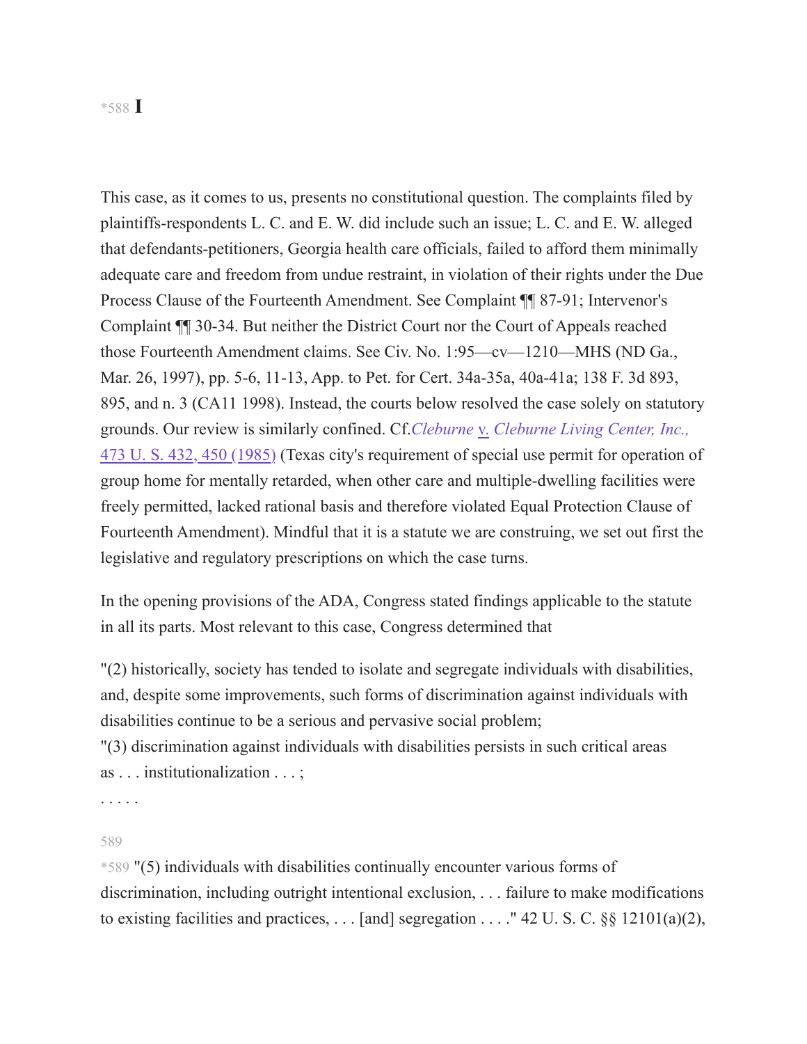*588 **I**

This case, as it comes to us, presents no constitutional question. The complaints filed by plaintiffs-respondents L. C. and E. W. did include such an issue; L. C. and E. W. alleged that defendants-petitioners, Georgia health care officials, failed to afford them minimally adequate care and freedom from undue restraint, in violation of their rights under the Due Process Clause of the Fourteenth Amendment. See Complaint ¶¶ 87-91; Intervenor's Complaint ¶¶ 30-34. But neither the District Court nor the Court of Appeals reached those Fourteenth Amendment claims. See Civ. No. 1:95—cv—1210—MHS (ND Ga., Mar. 26, 1997), pp. 5-6, 11-13, App. to Pet. for Cert. 34a-35a, 40a-41a; 138 F. 3d 893, 895, and n. 3 (CA11 1998). Instead, the courts below resolved the case solely on statutory grounds. Our review is similarly confined. Cf. *Cleburne* v. *Cleburne Living Center, Inc.*, 473 U. S. 432, 450 (1985) (Texas city's requirement of special use permit for operation of group home for mentally retarded, when other care and multiple-dwelling facilities were freely permitted, lacked rational basis and therefore violated Equal Protection Clause of Fourteenth Amendment). Mindful that it is a statute we are construing, we set out first the legislative and regulatory prescriptions on which the case turns.

In the opening provisions of the ADA, Congress stated findings applicable to the statute in all its parts. Most relevant to this case, Congress determined that

"(2) historically, society has tended to isolate and segregate individuals with disabilities, and, despite some improvements, such forms of discrimination against individuals with disabilities continue to be a serious and pervasive social problem;
"(3) discrimination against individuals with disabilities persists in such critical areas as . . . institutionalization . . . ;

. . . . .

*589 "(5) individuals with disabilities continually encounter various forms of discrimination, including outright intentional exclusion, . . . failure to make modifications to existing facilities and practices, . . . [and] segregation . . . ." 42 U. S. C. §§ 12101(a)(2),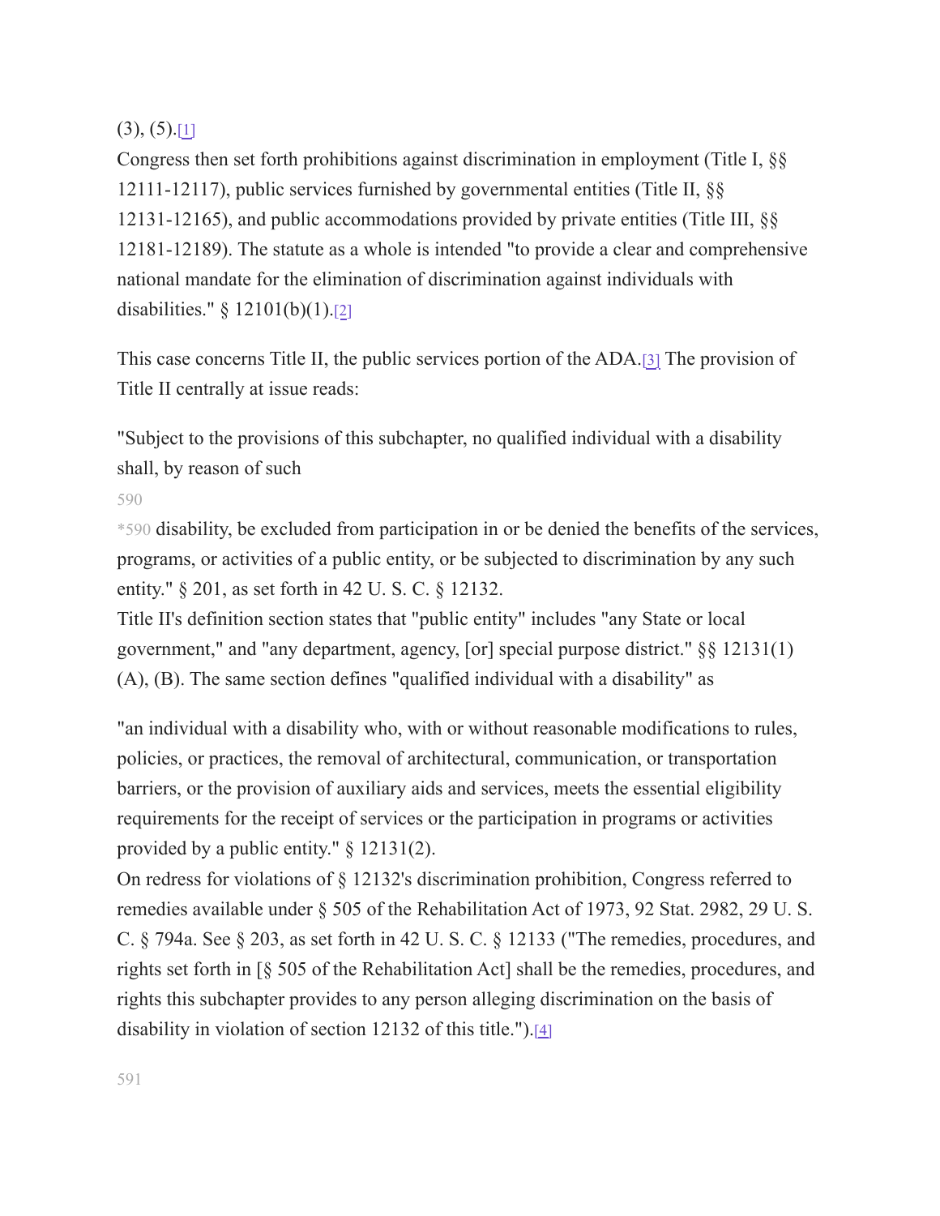(3), (5).[1]

Congress then set forth prohibitions against discrimination in employment (Title I, §§ 12111-12117), public services furnished by governmental entities (Title II, §§ 12131-12165), and public accommodations provided by private entities (Title III, §§ 12181-12189). The statute as a whole is intended "to provide a clear and comprehensive national mandate for the elimination of discrimination against individuals with disabilities." § 12101(b)(1).[2]

This case concerns Title II, the public services portion of the ADA.[3] The provision of Title II centrally at issue reads:

"Subject to the provisions of this subchapter, no qualified individual with a disability shall, by reason of such

*590 disability, be excluded from participation in or be denied the benefits of the services, programs, or activities of a public entity, or be subjected to discrimination by any such entity." § 201, as set forth in 42 U. S. C. § 12132.

Title II's definition section states that "public entity" includes "any State or local government," and "any department, agency, [or] special purpose district." §§ 12131(1)(A), (B). The same section defines "qualified individual with a disability" as

"an individual with a disability who, with or without reasonable modifications to rules, policies, or practices, the removal of architectural, communication, or transportation barriers, or the provision of auxiliary aids and services, meets the essential eligibility requirements for the receipt of services or the participation in programs or activities provided by a public entity." § 12131(2).

On redress for violations of § 12132's discrimination prohibition, Congress referred to remedies available under § 505 of the Rehabilitation Act of 1973, 92 Stat. 2982, 29 U. S. C. § 794a. See § 203, as set forth in 42 U. S. C. § 12133 ("The remedies, procedures, and rights set forth in [§ 505 of the Rehabilitation Act] shall be the remedies, procedures, and rights this subchapter provides to any person alleging discrimination on the basis of disability in violation of section 12132 of this title.").[4]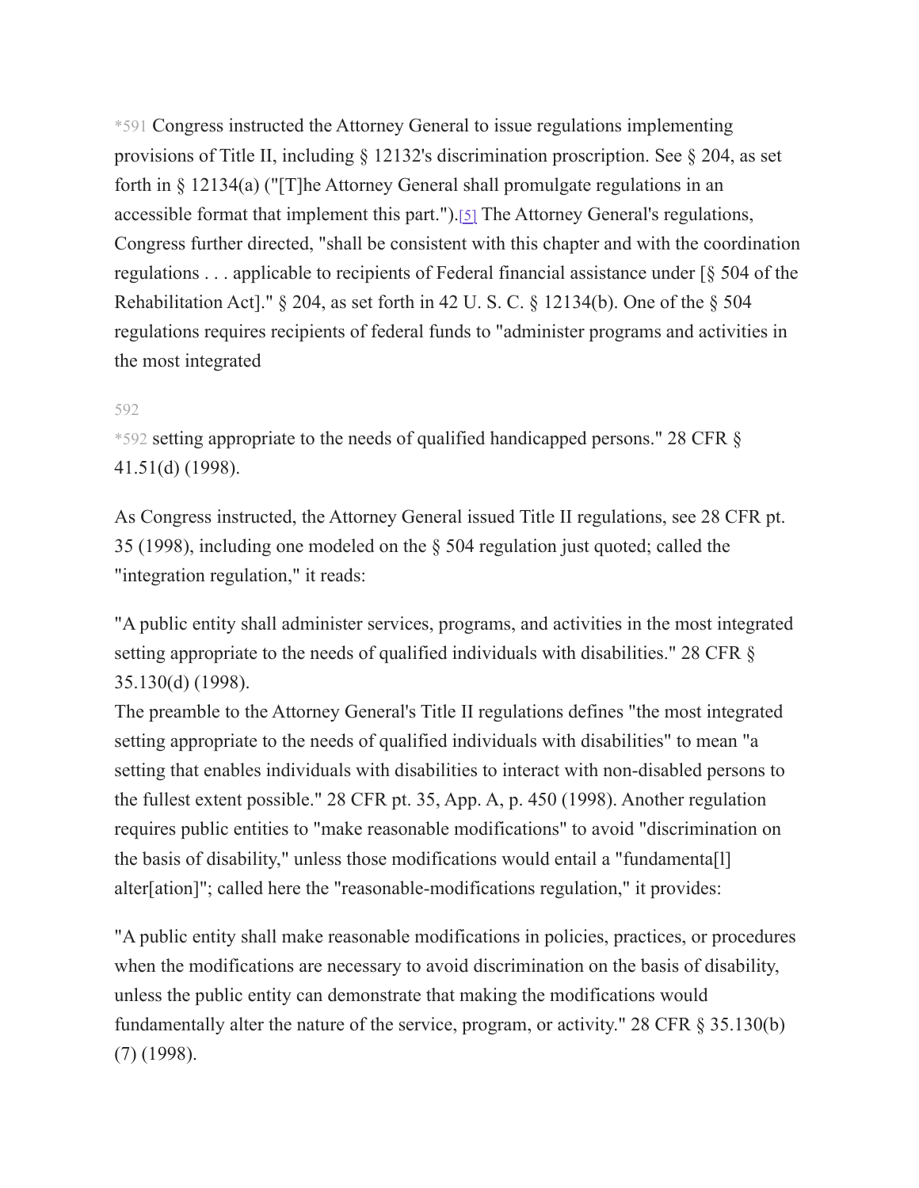*591 Congress instructed the Attorney General to issue regulations implementing provisions of Title II, including § 12132's discrimination proscription. See § 204, as set forth in § 12134(a) ("[T]he Attorney General shall promulgate regulations in an accessible format that implement this part.").[5] The Attorney General's regulations, Congress further directed, "shall be consistent with this chapter and with the coordination regulations . . . applicable to recipients of Federal financial assistance under [§ 504 of the Rehabilitation Act]." § 204, as set forth in 42 U. S. C. § 12134(b). One of the § 504 regulations requires recipients of federal funds to "administer programs and activities in the most integrated

*592 setting appropriate to the needs of qualified handicapped persons." 28 CFR § 41.51(d) (1998).

As Congress instructed, the Attorney General issued Title II regulations, see 28 CFR pt. 35 (1998), including one modeled on the § 504 regulation just quoted; called the "integration regulation," it reads:

"A public entity shall administer services, programs, and activities in the most integrated setting appropriate to the needs of qualified individuals with disabilities." 28 CFR § 35.130(d) (1998).

The preamble to the Attorney General's Title II regulations defines "the most integrated setting appropriate to the needs of qualified individuals with disabilities" to mean "a setting that enables individuals with disabilities to interact with non-disabled persons to the fullest extent possible." 28 CFR pt. 35, App. A, p. 450 (1998). Another regulation requires public entities to "make reasonable modifications" to avoid "discrimination on the basis of disability," unless those modifications would entail a "fundamenta[l] alter[ation]"; called here the "reasonable-modifications regulation," it provides:

"A public entity shall make reasonable modifications in policies, practices, or procedures when the modifications are necessary to avoid discrimination on the basis of disability, unless the public entity can demonstrate that making the modifications would fundamentally alter the nature of the service, program, or activity." 28 CFR § 35.130(b)(7) (1998).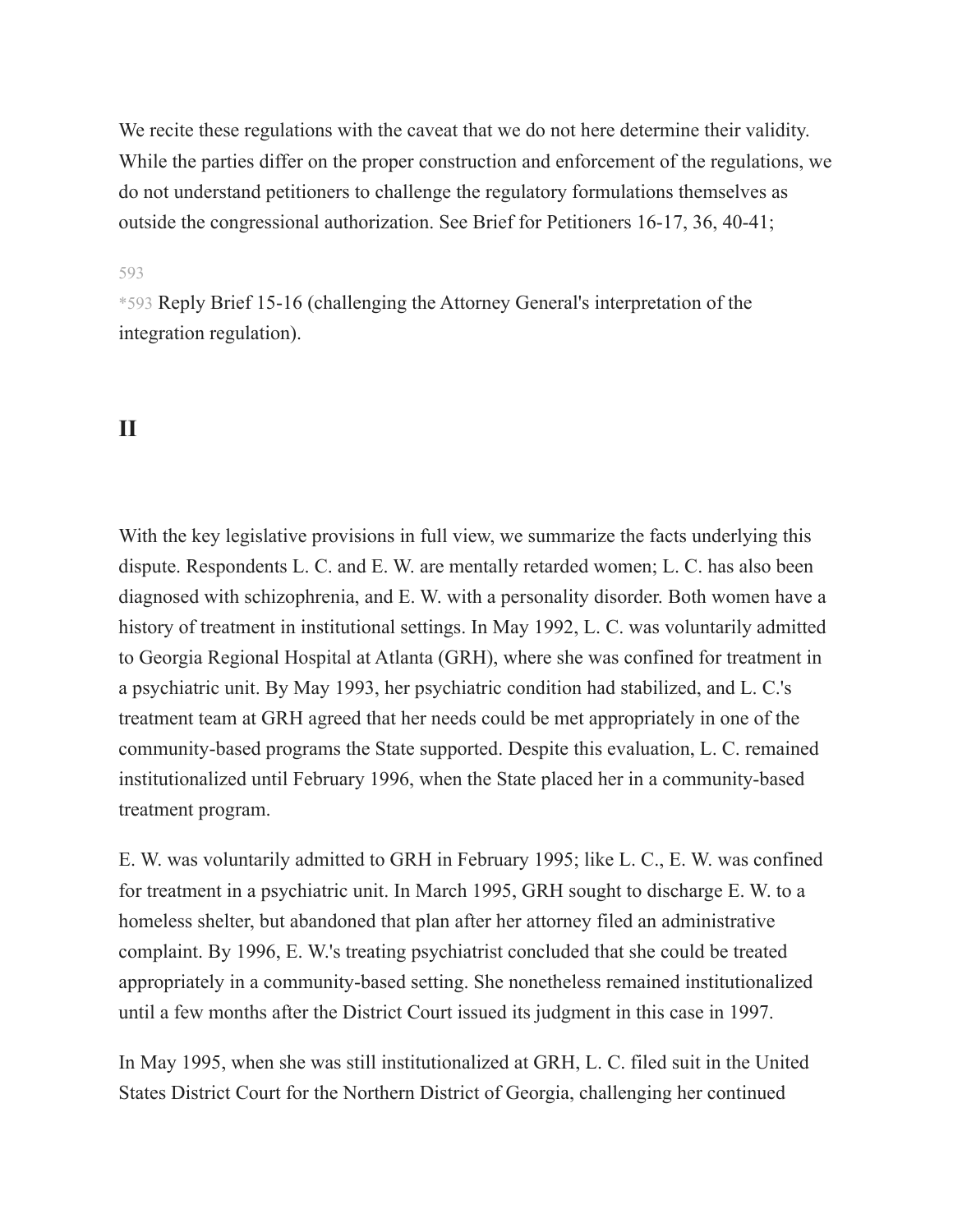We recite these regulations with the caveat that we do not here determine their validity. While the parties differ on the proper construction and enforcement of the regulations, we do not understand petitioners to challenge the regulatory formulations themselves as outside the congressional authorization. See Brief for Petitioners 16-17, 36, 40-41;

593

*593 Reply Brief 15-16 (challenging the Attorney General's interpretation of the integration regulation).

## II

With the key legislative provisions in full view, we summarize the facts underlying this dispute. Respondents L. C. and E. W. are mentally retarded women; L. C. has also been diagnosed with schizophrenia, and E. W. with a personality disorder. Both women have a history of treatment in institutional settings. In May 1992, L. C. was voluntarily admitted to Georgia Regional Hospital at Atlanta (GRH), where she was confined for treatment in a psychiatric unit. By May 1993, her psychiatric condition had stabilized, and L. C.'s treatment team at GRH agreed that her needs could be met appropriately in one of the community-based programs the State supported. Despite this evaluation, L. C. remained institutionalized until February 1996, when the State placed her in a community-based treatment program.

E. W. was voluntarily admitted to GRH in February 1995; like L. C., E. W. was confined for treatment in a psychiatric unit. In March 1995, GRH sought to discharge E. W. to a homeless shelter, but abandoned that plan after her attorney filed an administrative complaint. By 1996, E. W.'s treating psychiatrist concluded that she could be treated appropriately in a community-based setting. She nonetheless remained institutionalized until a few months after the District Court issued its judgment in this case in 1997.

In May 1995, when she was still institutionalized at GRH, L. C. filed suit in the United States District Court for the Northern District of Georgia, challenging her continued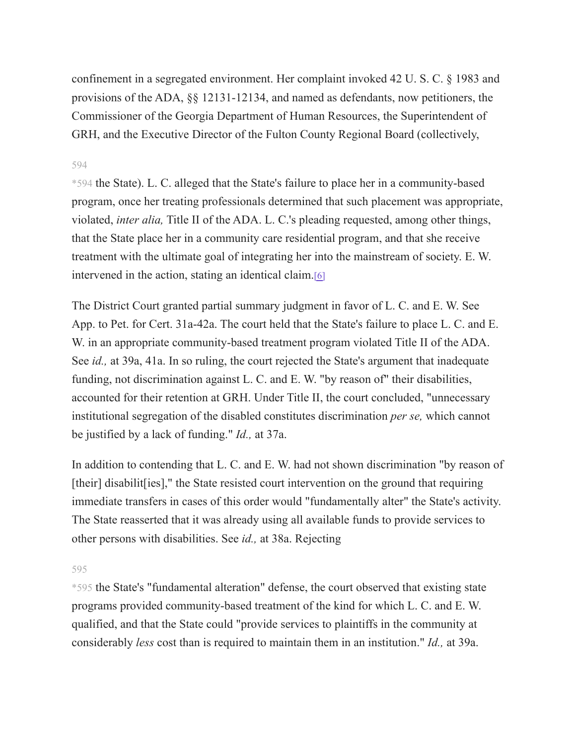confinement in a segregated environment. Her complaint invoked 42 U. S. C. § 1983 and provisions of the ADA, §§ 12131-12134, and named as defendants, now petitioners, the Commissioner of the Georgia Department of Human Resources, the Superintendent of GRH, and the Executive Director of the Fulton County Regional Board (collectively,

*594 the State). L. C. alleged that the State's failure to place her in a community-based program, once her treating professionals determined that such placement was appropriate, violated, *inter alia,* Title II of the ADA. L. C.'s pleading requested, among other things, that the State place her in a community care residential program, and that she receive treatment with the ultimate goal of integrating her into the mainstream of society. E. W. intervened in the action, stating an identical claim.[6]

The District Court granted partial summary judgment in favor of L. C. and E. W. See App. to Pet. for Cert. 31a-42a. The court held that the State's failure to place L. C. and E. W. in an appropriate community-based treatment program violated Title II of the ADA. See *id.,* at 39a, 41a. In so ruling, the court rejected the State's argument that inadequate funding, not discrimination against L. C. and E. W. "by reason of" their disabilities, accounted for their retention at GRH. Under Title II, the court concluded, "unnecessary institutional segregation of the disabled constitutes discrimination *per se,* which cannot be justified by a lack of funding." *Id.,* at 37a.

In addition to contending that L. C. and E. W. had not shown discrimination "by reason of [their] disabilit[ies]," the State resisted court intervention on the ground that requiring immediate transfers in cases of this order would "fundamentally alter" the State's activity. The State reasserted that it was already using all available funds to provide services to other persons with disabilities. See *id.,* at 38a. Rejecting

*595 the State's "fundamental alteration" defense, the court observed that existing state programs provided community-based treatment of the kind for which L. C. and E. W. qualified, and that the State could "provide services to plaintiffs in the community at considerably *less* cost than is required to maintain them in an institution." *Id.,* at 39a.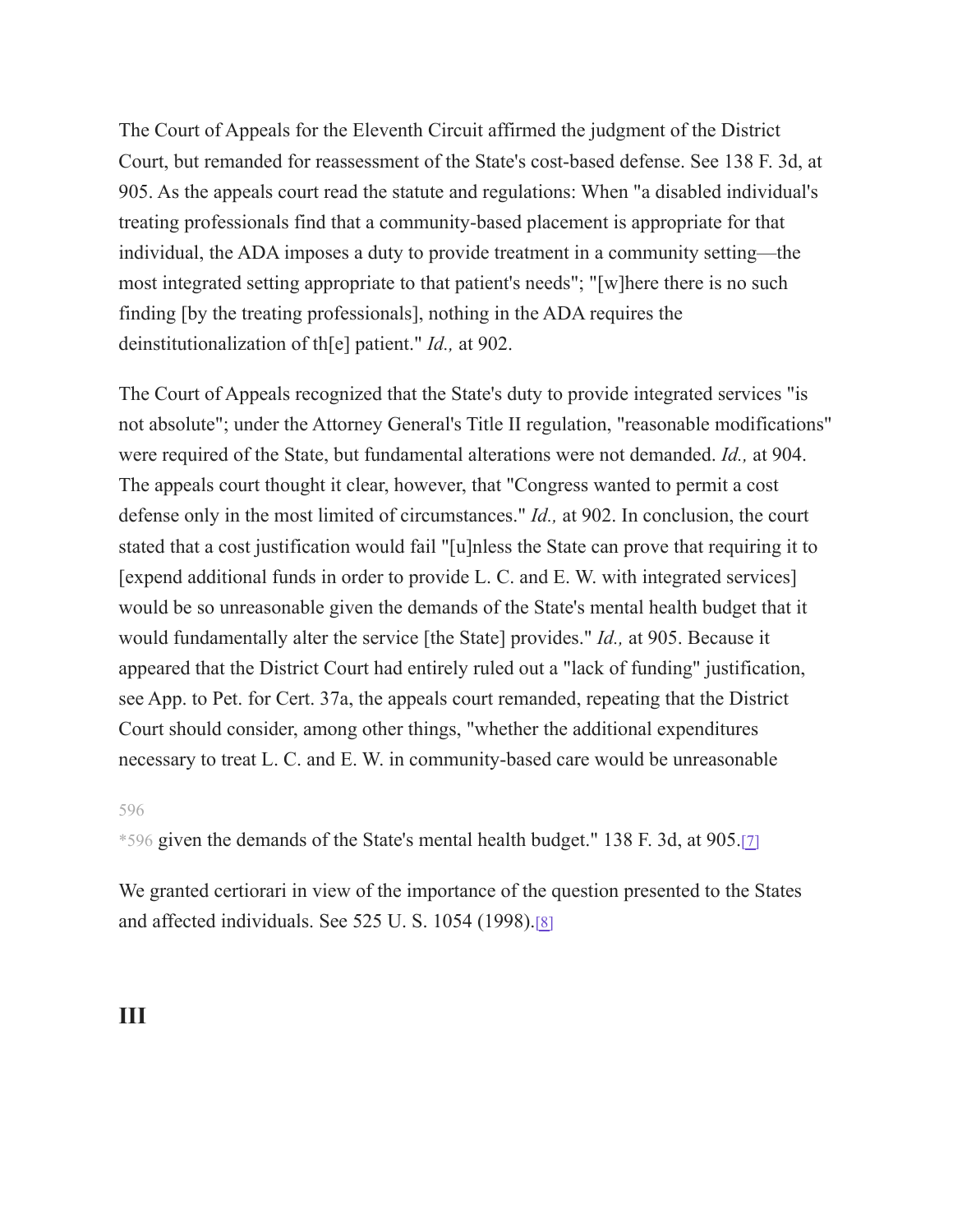The Court of Appeals for the Eleventh Circuit affirmed the judgment of the District Court, but remanded for reassessment of the State's cost-based defense. See 138 F. 3d, at 905. As the appeals court read the statute and regulations: When "a disabled individual's treating professionals find that a community-based placement is appropriate for that individual, the ADA imposes a duty to provide treatment in a community setting—the most integrated setting appropriate to that patient's needs"; "[w]here there is no such finding [by the treating professionals], nothing in the ADA requires the deinstitutionalization of th[e] patient." *Id.,* at 902.

The Court of Appeals recognized that the State's duty to provide integrated services "is not absolute"; under the Attorney General's Title II regulation, "reasonable modifications" were required of the State, but fundamental alterations were not demanded. *Id.,* at 904. The appeals court thought it clear, however, that "Congress wanted to permit a cost defense only in the most limited of circumstances." *Id.,* at 902. In conclusion, the court stated that a cost justification would fail "[u]nless the State can prove that requiring it to [expend additional funds in order to provide L. C. and E. W. with integrated services] would be so unreasonable given the demands of the State's mental health budget that it would fundamentally alter the service [the State] provides." *Id.,* at 905. Because it appeared that the District Court had entirely ruled out a "lack of funding" justification, see App. to Pet. for Cert. 37a, the appeals court remanded, repeating that the District Court should consider, among other things, "whether the additional expenditures necessary to treat L. C. and E. W. in community-based care would be unreasonable

*596 given the demands of the State's mental health budget." 138 F. 3d, at 905.[7]

We granted certiorari in view of the importance of the question presented to the States and affected individuals. See 525 U. S. 1054 (1998).[8]

## III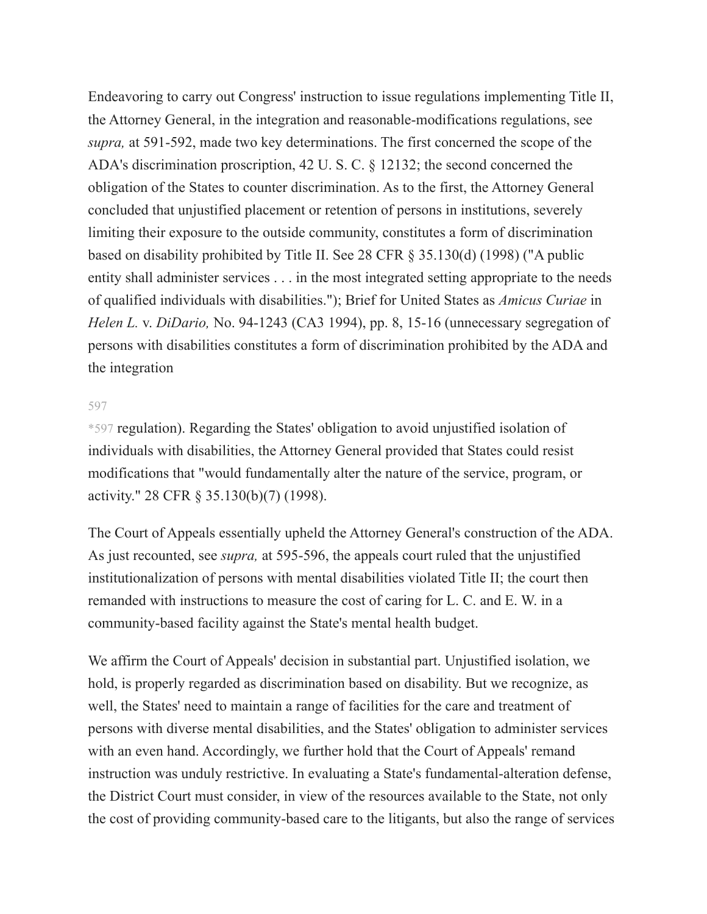Endeavoring to carry out Congress' instruction to issue regulations implementing Title II, the Attorney General, in the integration and reasonable-modifications regulations, see *supra,* at 591-592, made two key determinations. The first concerned the scope of the ADA's discrimination proscription, 42 U. S. C. § 12132; the second concerned the obligation of the States to counter discrimination. As to the first, the Attorney General concluded that unjustified placement or retention of persons in institutions, severely limiting their exposure to the outside community, constitutes a form of discrimination based on disability prohibited by Title II. See 28 CFR § 35.130(d) (1998) ("A public entity shall administer services . . . in the most integrated setting appropriate to the needs of qualified individuals with disabilities."); Brief for United States as *Amicus Curiae* in *Helen L.* v. *DiDario,* No. 94-1243 (CA3 1994), pp. 8, 15-16 (unnecessary segregation of persons with disabilities constitutes a form of discrimination prohibited by the ADA and the integration

597

*597 regulation). Regarding the States' obligation to avoid unjustified isolation of individuals with disabilities, the Attorney General provided that States could resist modifications that "would fundamentally alter the nature of the service, program, or activity." 28 CFR § 35.130(b)(7) (1998).

The Court of Appeals essentially upheld the Attorney General's construction of the ADA. As just recounted, see *supra,* at 595-596, the appeals court ruled that the unjustified institutionalization of persons with mental disabilities violated Title II; the court then remanded with instructions to measure the cost of caring for L. C. and E. W. in a community-based facility against the State's mental health budget.

We affirm the Court of Appeals' decision in substantial part. Unjustified isolation, we hold, is properly regarded as discrimination based on disability. But we recognize, as well, the States' need to maintain a range of facilities for the care and treatment of persons with diverse mental disabilities, and the States' obligation to administer services with an even hand. Accordingly, we further hold that the Court of Appeals' remand instruction was unduly restrictive. In evaluating a State's fundamental-alteration defense, the District Court must consider, in view of the resources available to the State, not only the cost of providing community-based care to the litigants, but also the range of services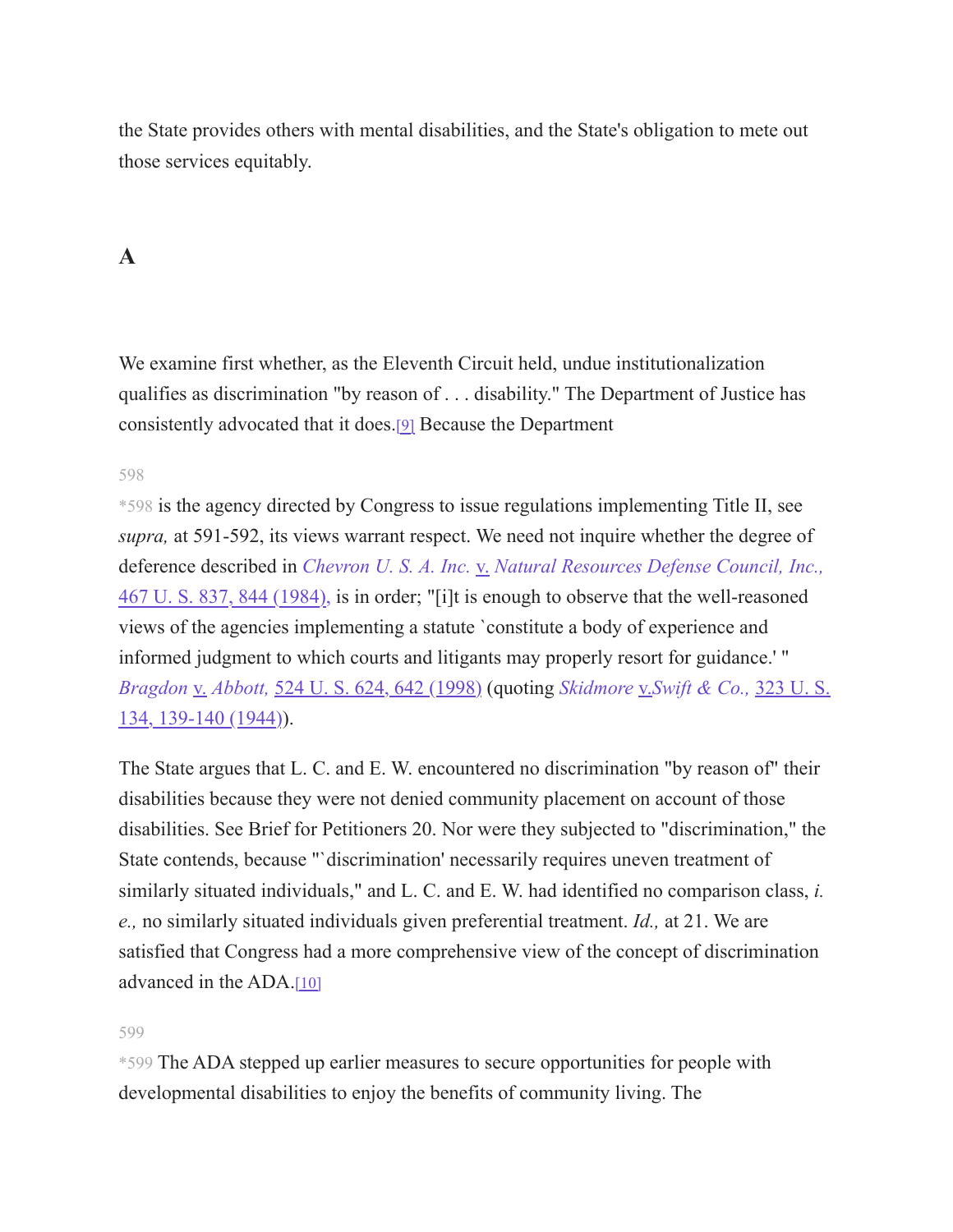the State provides others with mental disabilities, and the State's obligation to mete out those services equitably.

### A

We examine first whether, as the Eleventh Circuit held, undue institutionalization qualifies as discrimination "by reason of . . . disability." The Department of Justice has consistently advocated that it does.[9] Because the Department

*598 is the agency directed by Congress to issue regulations implementing Title II, see *supra,* at 591-592, its views warrant respect. We need not inquire whether the degree of deference described in *Chevron U. S. A. Inc.* v. *Natural Resources Defense Council, Inc.,* 467 U. S. 837, 844 (1984), is in order; "[i]t is enough to observe that the well-reasoned views of the agencies implementing a statute `constitute a body of experience and informed judgment to which courts and litigants may properly resort for guidance.' " *Bragdon* v. *Abbott,* 524 U. S. 624, 642 (1998) (quoting *Skidmore* v. *Swift & Co.,* 323 U. S. 134, 139-140 (1944)).

The State argues that L. C. and E. W. encountered no discrimination "by reason of" their disabilities because they were not denied community placement on account of those disabilities. See Brief for Petitioners 20. Nor were they subjected to "discrimination," the State contends, because "`discrimination' necessarily requires uneven treatment of similarly situated individuals," and L. C. and E. W. had identified no comparison class, *i. e.,* no similarly situated individuals given preferential treatment. *Id.,* at 21. We are satisfied that Congress had a more comprehensive view of the concept of discrimination advanced in the ADA.[10]

*599 The ADA stepped up earlier measures to secure opportunities for people with developmental disabilities to enjoy the benefits of community living. The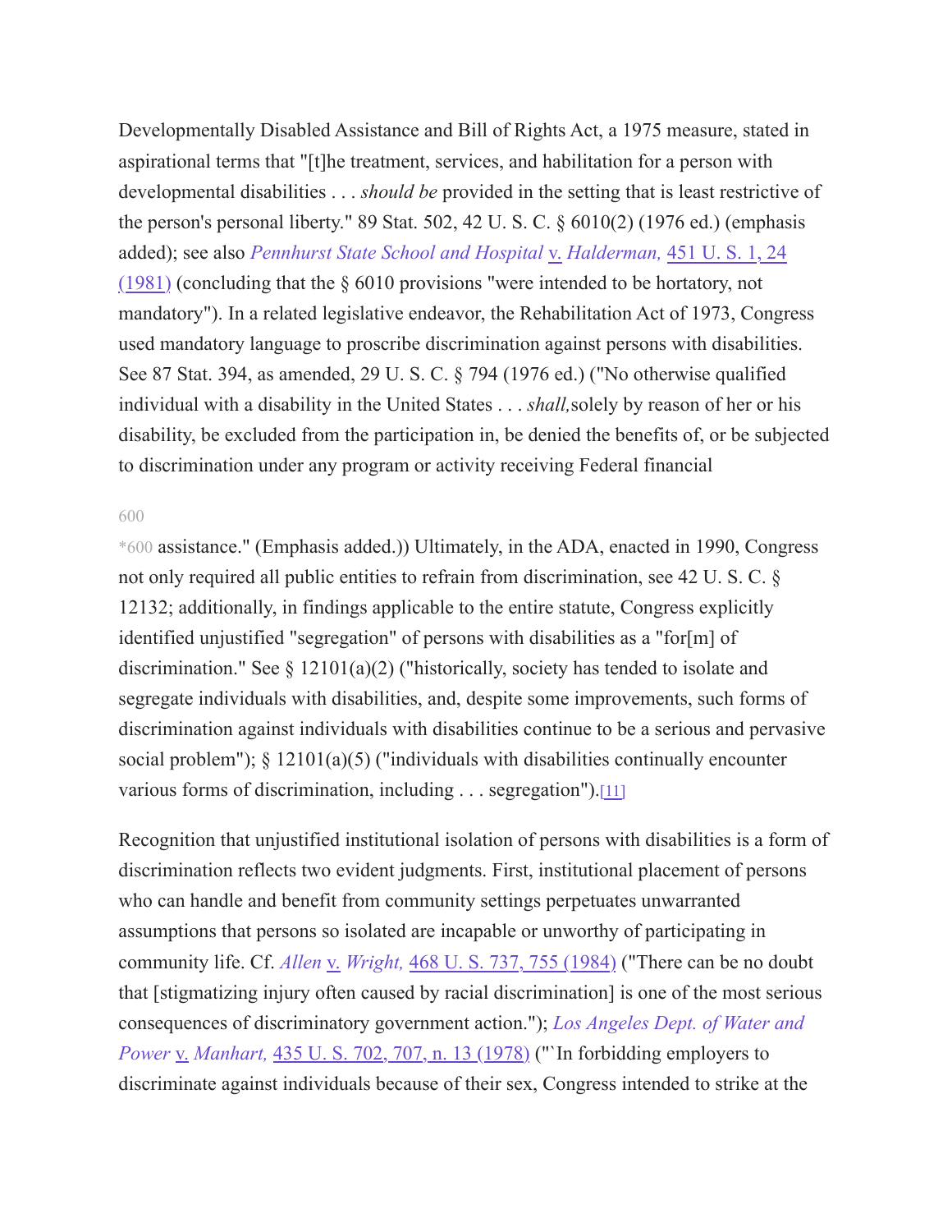Developmentally Disabled Assistance and Bill of Rights Act, a 1975 measure, stated in aspirational terms that "[t]he treatment, services, and habilitation for a person with developmental disabilities . . . *should be* provided in the setting that is least restrictive of the person's personal liberty." 89 Stat. 502, 42 U. S. C. § 6010(2) (1976 ed.) (emphasis added); see also *Pennhurst State School and Hospital* v. *Halderman,* 451 U. S. 1, 24 (1981) (concluding that the § 6010 provisions "were intended to be hortatory, not mandatory"). In a related legislative endeavor, the Rehabilitation Act of 1973, Congress used mandatory language to proscribe discrimination against persons with disabilities. See 87 Stat. 394, as amended, 29 U. S. C. § 794 (1976 ed.) ("No otherwise qualified individual with a disability in the United States . . . *shall,*solely by reason of her or his disability, be excluded from the participation in, be denied the benefits of, or be subjected to discrimination under any program or activity receiving Federal financial

*600 assistance." (Emphasis added.)) Ultimately, in the ADA, enacted in 1990, Congress not only required all public entities to refrain from discrimination, see 42 U. S. C. § 12132; additionally, in findings applicable to the entire statute, Congress explicitly identified unjustified "segregation" of persons with disabilities as a "for[m] of discrimination." See § 12101(a)(2) ("historically, society has tended to isolate and segregate individuals with disabilities, and, despite some improvements, such forms of discrimination against individuals with disabilities continue to be a serious and pervasive social problem"); § 12101(a)(5) ("individuals with disabilities continually encounter various forms of discrimination, including . . . segregation").[11]

Recognition that unjustified institutional isolation of persons with disabilities is a form of discrimination reflects two evident judgments. First, institutional placement of persons who can handle and benefit from community settings perpetuates unwarranted assumptions that persons so isolated are incapable or unworthy of participating in community life. Cf. *Allen* v. *Wright,* 468 U. S. 737, 755 (1984) ("There can be no doubt that [stigmatizing injury often caused by racial discrimination] is one of the most serious consequences of discriminatory government action."); *Los Angeles Dept. of Water and Power* v. *Manhart,* 435 U. S. 702, 707, n. 13 (1978) ("`In forbidding employers to discriminate against individuals because of their sex, Congress intended to strike at the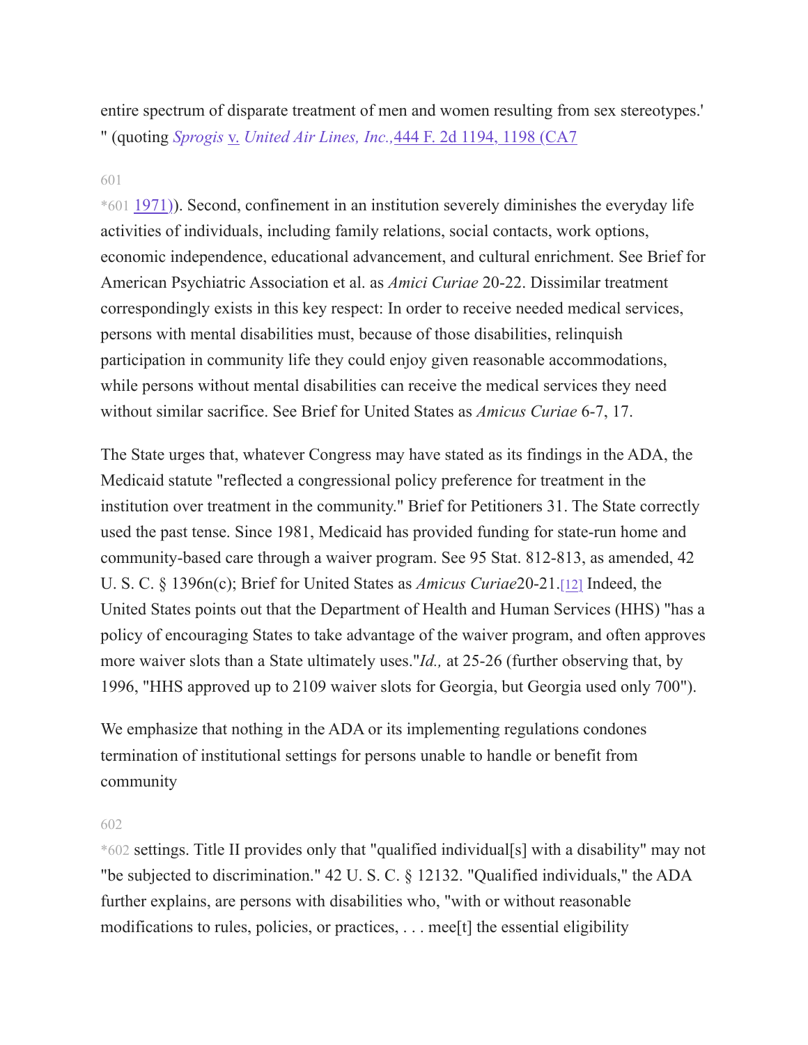entire spectrum of disparate treatment of men and women resulting from sex stereotypes.' " (quoting *Sprogis* v. *United Air Lines, Inc.,*444 F. 2d 1194, 1198 (CA7

*601 1971)). Second, confinement in an institution severely diminishes the everyday life activities of individuals, including family relations, social contacts, work options, economic independence, educational advancement, and cultural enrichment. See Brief for American Psychiatric Association et al. as *Amici Curiae* 20-22. Dissimilar treatment correspondingly exists in this key respect: In order to receive needed medical services, persons with mental disabilities must, because of those disabilities, relinquish participation in community life they could enjoy given reasonable accommodations, while persons without mental disabilities can receive the medical services they need without similar sacrifice. See Brief for United States as *Amicus Curiae* 6-7, 17.

The State urges that, whatever Congress may have stated as its findings in the ADA, the Medicaid statute "reflected a congressional policy preference for treatment in the institution over treatment in the community." Brief for Petitioners 31. The State correctly used the past tense. Since 1981, Medicaid has provided funding for state-run home and community-based care through a waiver program. See 95 Stat. 812-813, as amended, 42 U. S. C. § 1396n(c); Brief for United States as *Amicus Curiae*20-21.[12] Indeed, the United States points out that the Department of Health and Human Services (HHS) "has a policy of encouraging States to take advantage of the waiver program, and often approves more waiver slots than a State ultimately uses."*Id.,* at 25-26 (further observing that, by 1996, "HHS approved up to 2109 waiver slots for Georgia, but Georgia used only 700").

We emphasize that nothing in the ADA or its implementing regulations condones termination of institutional settings for persons unable to handle or benefit from community

*602 settings. Title II provides only that "qualified individual[s] with a disability" may not "be subjected to discrimination." 42 U. S. C. § 12132. "Qualified individuals," the ADA further explains, are persons with disabilities who, "with or without reasonable modifications to rules, policies, or practices, . . . mee[t] the essential eligibility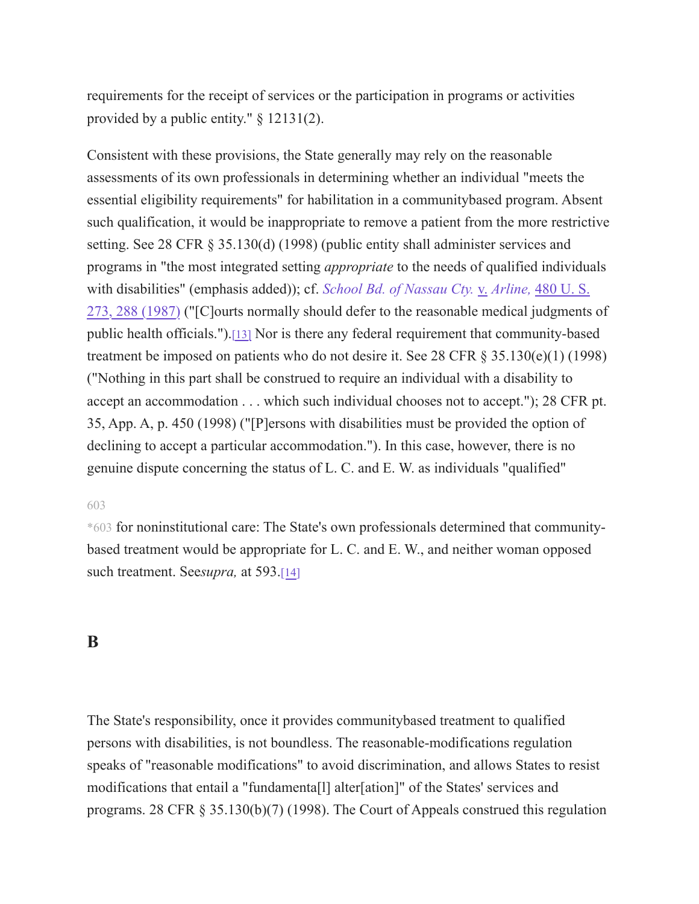requirements for the receipt of services or the participation in programs or activities provided by a public entity." § 12131(2).

Consistent with these provisions, the State generally may rely on the reasonable assessments of its own professionals in determining whether an individual "meets the essential eligibility requirements" for habilitation in a communitybased program. Absent such qualification, it would be inappropriate to remove a patient from the more restrictive setting. See 28 CFR § 35.130(d) (1998) (public entity shall administer services and programs in "the most integrated setting *appropriate* to the needs of qualified individuals with disabilities" (emphasis added)); cf. *School Bd. of Nassau Cty.* v. *Arline,* 480 U. S. 273, 288 (1987) ("[C]ourts normally should defer to the reasonable medical judgments of public health officials.").[13] Nor is there any federal requirement that community-based treatment be imposed on patients who do not desire it. See 28 CFR § 35.130(e)(1) (1998) ("Nothing in this part shall be construed to require an individual with a disability to accept an accommodation . . . which such individual chooses not to accept."); 28 CFR pt. 35, App. A, p. 450 (1998) ("[P]ersons with disabilities must be provided the option of declining to accept a particular accommodation."). In this case, however, there is no genuine dispute concerning the status of L. C. and E. W. as individuals "qualified"

603

*603 for noninstitutional care: The State's own professionals determined that community-based treatment would be appropriate for L. C. and E. W., and neither woman opposed such treatment. See*supra,* at 593.[14]

## B

The State's responsibility, once it provides communitybased treatment to qualified persons with disabilities, is not boundless. The reasonable-modifications regulation speaks of "reasonable modifications" to avoid discrimination, and allows States to resist modifications that entail a "fundamenta[l] alter[ation]" of the States' services and programs. 28 CFR § 35.130(b)(7) (1998). The Court of Appeals construed this regulation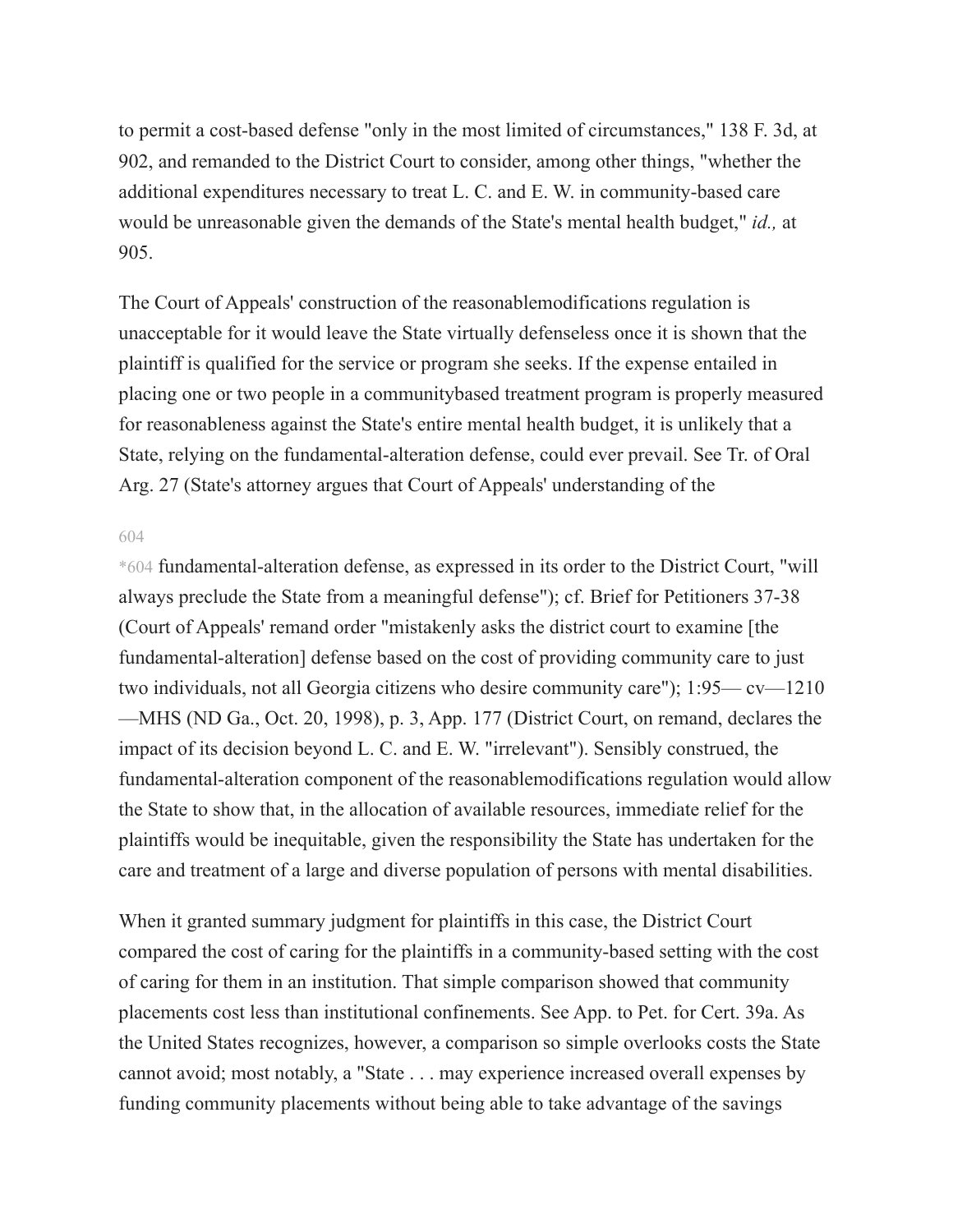to permit a cost-based defense "only in the most limited of circumstances," 138 F. 3d, at 902, and remanded to the District Court to consider, among other things, "whether the additional expenditures necessary to treat L. C. and E. W. in community-based care would be unreasonable given the demands of the State's mental health budget," *id.,* at 905.

The Court of Appeals' construction of the reasonablemodifications regulation is unacceptable for it would leave the State virtually defenseless once it is shown that the plaintiff is qualified for the service or program she seeks. If the expense entailed in placing one or two people in a communitybased treatment program is properly measured for reasonableness against the State's entire mental health budget, it is unlikely that a State, relying on the fundamental-alteration defense, could ever prevail. See Tr. of Oral Arg. 27 (State's attorney argues that Court of Appeals' understanding of the

604

*604 fundamental-alteration defense, as expressed in its order to the District Court, "will always preclude the State from a meaningful defense"); cf. Brief for Petitioners 37-38 (Court of Appeals' remand order "mistakenly asks the district court to examine [the fundamental-alteration] defense based on the cost of providing community care to just two individuals, not all Georgia citizens who desire community care"); 1:95— cv—1210 —MHS (ND Ga., Oct. 20, 1998), p. 3, App. 177 (District Court, on remand, declares the impact of its decision beyond L. C. and E. W. "irrelevant"). Sensibly construed, the fundamental-alteration component of the reasonablemodifications regulation would allow the State to show that, in the allocation of available resources, immediate relief for the plaintiffs would be inequitable, given the responsibility the State has undertaken for the care and treatment of a large and diverse population of persons with mental disabilities.

When it granted summary judgment for plaintiffs in this case, the District Court compared the cost of caring for the plaintiffs in a community-based setting with the cost of caring for them in an institution. That simple comparison showed that community placements cost less than institutional confinements. See App. to Pet. for Cert. 39a. As the United States recognizes, however, a comparison so simple overlooks costs the State cannot avoid; most notably, a "State . . . may experience increased overall expenses by funding community placements without being able to take advantage of the savings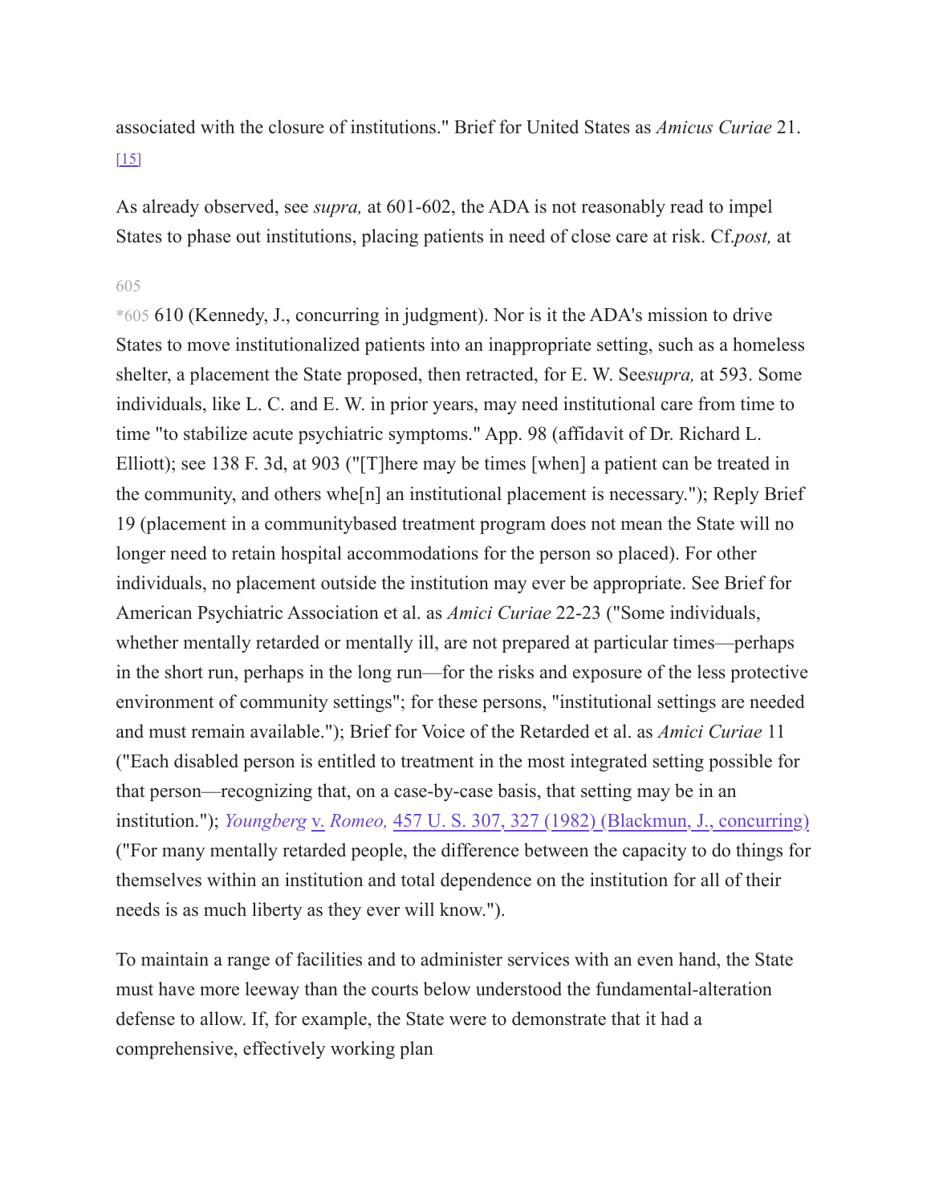associated with the closure of institutions." Brief for United States as *Amicus Curiae* 21. [15]

As already observed, see *supra,* at 601-602, the ADA is not reasonably read to impel States to phase out institutions, placing patients in need of close care at risk. Cf.*post,* at

605

*605 610 (Kennedy, J., concurring in judgment). Nor is it the ADA's mission to drive States to move institutionalized patients into an inappropriate setting, such as a homeless shelter, a placement the State proposed, then retracted, for E. W. See*supra,* at 593. Some individuals, like L. C. and E. W. in prior years, may need institutional care from time to time "to stabilize acute psychiatric symptoms." App. 98 (affidavit of Dr. Richard L. Elliott); see 138 F. 3d, at 903 ("[T]here may be times [when] a patient can be treated in the community, and others whe[n] an institutional placement is necessary."); Reply Brief 19 (placement in a communitybased treatment program does not mean the State will no longer need to retain hospital accommodations for the person so placed). For other individuals, no placement outside the institution may ever be appropriate. See Brief for American Psychiatric Association et al. as *Amici Curiae* 22-23 ("Some individuals, whether mentally retarded or mentally ill, are not prepared at particular times—perhaps in the short run, perhaps in the long run—for the risks and exposure of the less protective environment of community settings"; for these persons, "institutional settings are needed and must remain available."); Brief for Voice of the Retarded et al. as *Amici Curiae* 11 ("Each disabled person is entitled to treatment in the most integrated setting possible for that person—recognizing that, on a case-by-case basis, that setting may be in an institution."); *Youngberg* v. *Romeo,* 457 U. S. 307, 327 (1982) (Blackmun, J., concurring) ("For many mentally retarded people, the difference between the capacity to do things for themselves within an institution and total dependence on the institution for all of their needs is as much liberty as they ever will know.").

To maintain a range of facilities and to administer services with an even hand, the State must have more leeway than the courts below understood the fundamental-alteration defense to allow. If, for example, the State were to demonstrate that it had a comprehensive, effectively working plan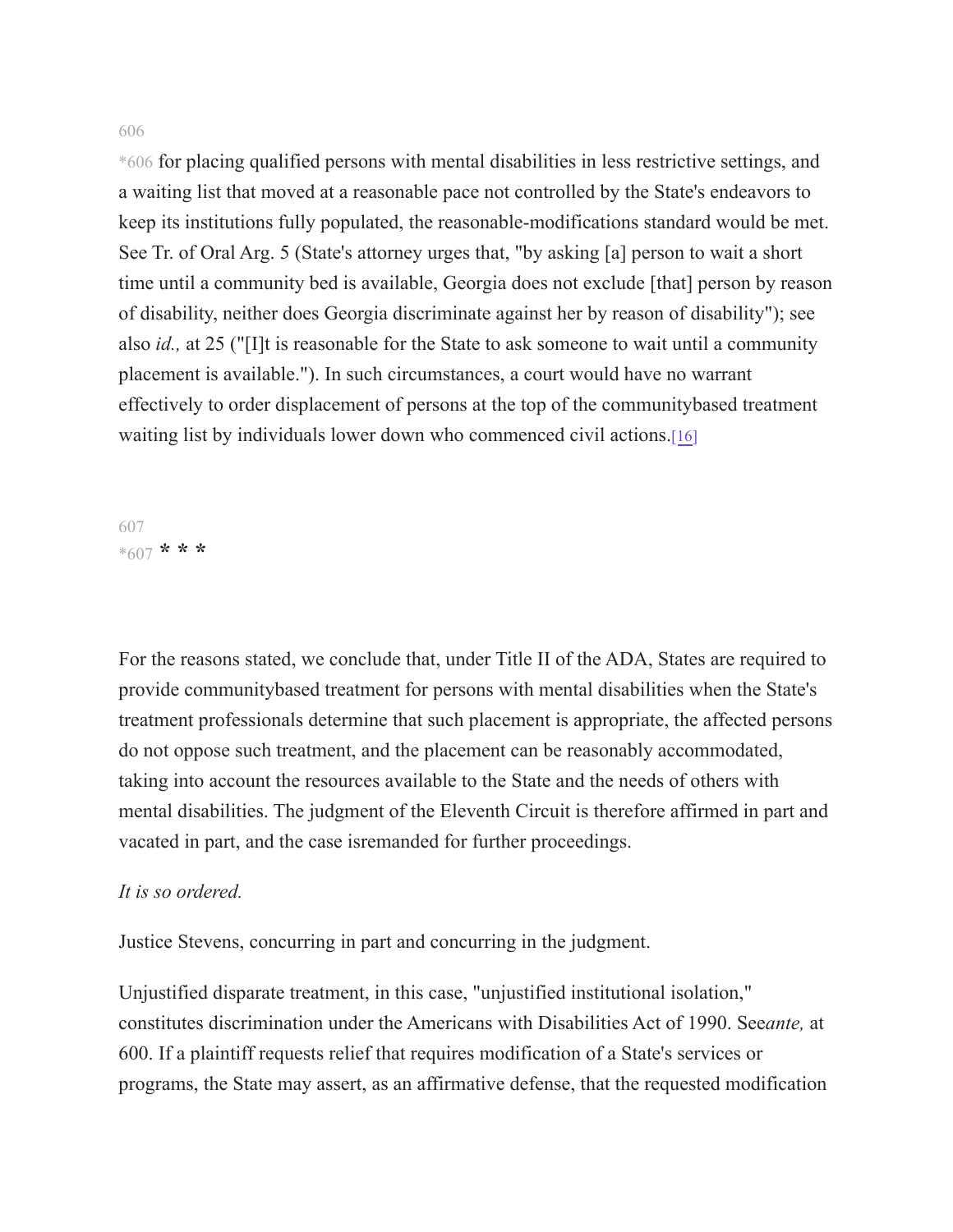*606 for placing qualified persons with mental disabilities in less restrictive settings, and a waiting list that moved at a reasonable pace not controlled by the State's endeavors to keep its institutions fully populated, the reasonable-modifications standard would be met. See Tr. of Oral Arg. 5 (State's attorney urges that, "by asking [a] person to wait a short time until a community bed is available, Georgia does not exclude [that] person by reason of disability, neither does Georgia discriminate against her by reason of disability"); see also *id.,* at 25 ("[I]t is reasonable for the State to ask someone to wait until a community placement is available."). In such circumstances, a court would have no warrant effectively to order displacement of persons at the top of the communitybased treatment waiting list by individuals lower down who commenced civil actions.[16]

*607 **\* \* \***

For the reasons stated, we conclude that, under Title II of the ADA, States are required to provide communitybased treatment for persons with mental disabilities when the State's treatment professionals determine that such placement is appropriate, the affected persons do not oppose such treatment, and the placement can be reasonably accommodated, taking into account the resources available to the State and the needs of others with mental disabilities. The judgment of the Eleventh Circuit is therefore affirmed in part and vacated in part, and the case isremanded for further proceedings.

*It is so ordered.*

Justice Stevens, concurring in part and concurring in the judgment.

Unjustified disparate treatment, in this case, "unjustified institutional isolation," constitutes discrimination under the Americans with Disabilities Act of 1990. See*ante,* at 600. If a plaintiff requests relief that requires modification of a State's services or programs, the State may assert, as an affirmative defense, that the requested modification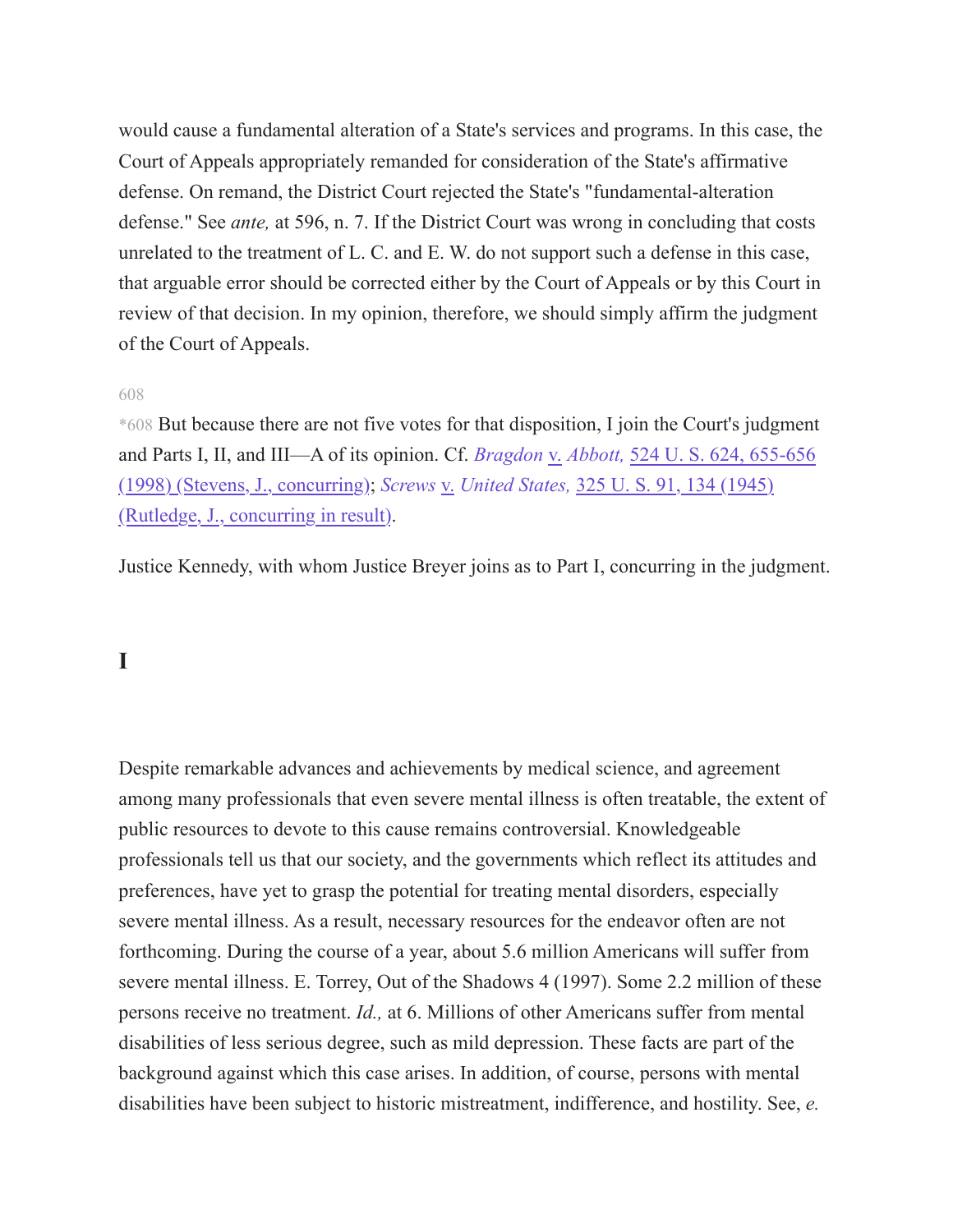would cause a fundamental alteration of a State's services and programs. In this case, the Court of Appeals appropriately remanded for consideration of the State's affirmative defense. On remand, the District Court rejected the State's "fundamental-alteration defense." See *ante,* at 596, n. 7. If the District Court was wrong in concluding that costs unrelated to the treatment of L. C. and E. W. do not support such a defense in this case, that arguable error should be corrected either by the Court of Appeals or by this Court in review of that decision. In my opinion, therefore, we should simply affirm the judgment of the Court of Appeals.

*608 But because there are not five votes for that disposition, I join the Court's judgment and Parts I, II, and III—A of its opinion. Cf. *Bragdon* v. *Abbott,* 524 U. S. 624, 655-656 (1998) (Stevens, J., concurring); *Screws* v. *United States,* 325 U. S. 91, 134 (1945) (Rutledge, J., concurring in result).

Justice Kennedy, with whom Justice Breyer joins as to Part I, concurring in the judgment.

## I

Despite remarkable advances and achievements by medical science, and agreement among many professionals that even severe mental illness is often treatable, the extent of public resources to devote to this cause remains controversial. Knowledgeable professionals tell us that our society, and the governments which reflect its attitudes and preferences, have yet to grasp the potential for treating mental disorders, especially severe mental illness. As a result, necessary resources for the endeavor often are not forthcoming. During the course of a year, about 5.6 million Americans will suffer from severe mental illness. E. Torrey, Out of the Shadows 4 (1997). Some 2.2 million of these persons receive no treatment. *Id.,* at 6. Millions of other Americans suffer from mental disabilities of less serious degree, such as mild depression. These facts are part of the background against which this case arises. In addition, of course, persons with mental disabilities have been subject to historic mistreatment, indifference, and hostility. See, *e.*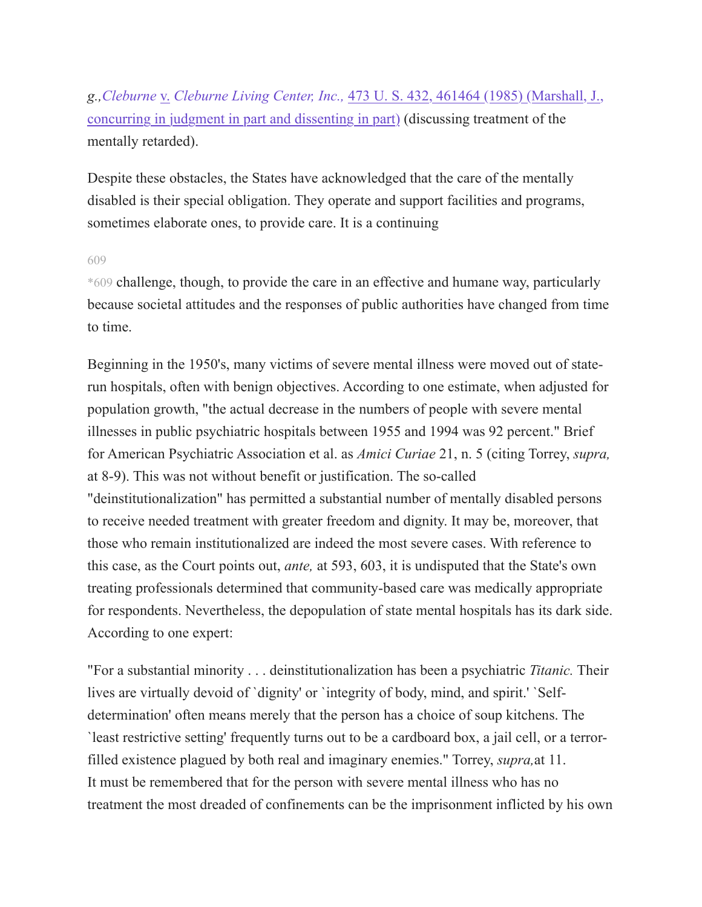g.,*Cleburne* v. *Cleburne Living Center, Inc.,* 473 U. S. 432, 461464 (1985) (Marshall, J., concurring in judgment in part and dissenting in part) (discussing treatment of the mentally retarded).

Despite these obstacles, the States have acknowledged that the care of the mentally disabled is their special obligation. They operate and support facilities and programs, sometimes elaborate ones, to provide care. It is a continuing

609

*609 challenge, though, to provide the care in an effective and humane way, particularly because societal attitudes and the responses of public authorities have changed from time to time.

Beginning in the 1950's, many victims of severe mental illness were moved out of state-run hospitals, often with benign objectives. According to one estimate, when adjusted for population growth, "the actual decrease in the numbers of people with severe mental illnesses in public psychiatric hospitals between 1955 and 1994 was 92 percent." Brief for American Psychiatric Association et al. as *Amici Curiae* 21, n. 5 (citing Torrey, *supra,* at 8-9). This was not without benefit or justification. The so-called "deinstitutionalization" has permitted a substantial number of mentally disabled persons to receive needed treatment with greater freedom and dignity. It may be, moreover, that those who remain institutionalized are indeed the most severe cases. With reference to this case, as the Court points out, *ante,* at 593, 603, it is undisputed that the State's own treating professionals determined that community-based care was medically appropriate for respondents. Nevertheless, the depopulation of state mental hospitals has its dark side. According to one expert:

"For a substantial minority . . . deinstitutionalization has been a psychiatric *Titanic.* Their lives are virtually devoid of `dignity' or `integrity of body, mind, and spirit.' `Self-determination' often means merely that the person has a choice of soup kitchens. The `least restrictive setting' frequently turns out to be a cardboard box, a jail cell, or a terror-filled existence plagued by both real and imaginary enemies." Torrey, *supra,* at 11.
It must be remembered that for the person with severe mental illness who has no treatment the most dreaded of confinements can be the imprisonment inflicted by his own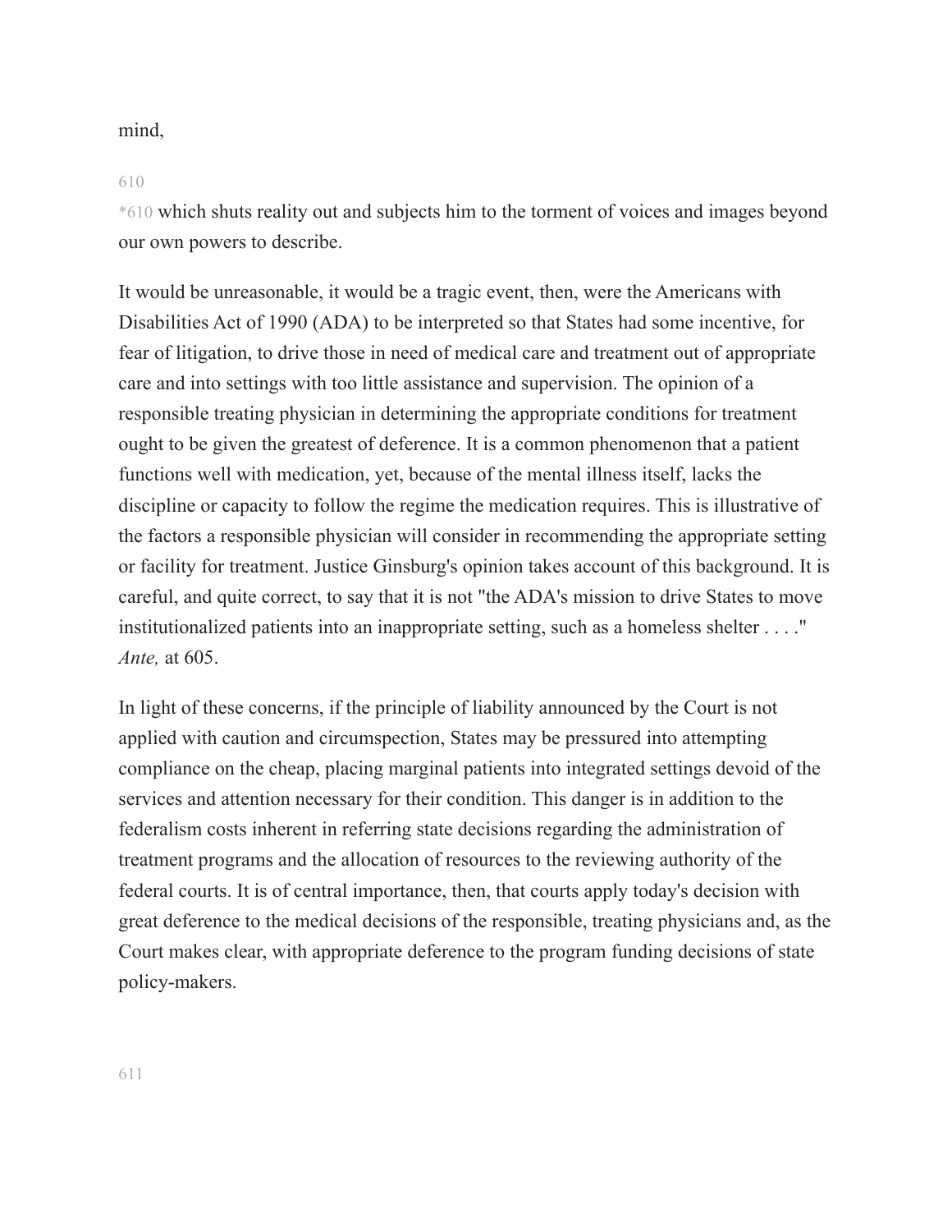mind,

*610 which shuts reality out and subjects him to the torment of voices and images beyond our own powers to describe.

It would be unreasonable, it would be a tragic event, then, were the Americans with Disabilities Act of 1990 (ADA) to be interpreted so that States had some incentive, for fear of litigation, to drive those in need of medical care and treatment out of appropriate care and into settings with too little assistance and supervision. The opinion of a responsible treating physician in determining the appropriate conditions for treatment ought to be given the greatest of deference. It is a common phenomenon that a patient functions well with medication, yet, because of the mental illness itself, lacks the discipline or capacity to follow the regime the medication requires. This is illustrative of the factors a responsible physician will consider in recommending the appropriate setting or facility for treatment. Justice Ginsburg's opinion takes account of this background. It is careful, and quite correct, to say that it is not "the ADA's mission to drive States to move institutionalized patients into an inappropriate setting, such as a homeless shelter . . . ." *Ante,* at 605.

In light of these concerns, if the principle of liability announced by the Court is not applied with caution and circumspection, States may be pressured into attempting compliance on the cheap, placing marginal patients into integrated settings devoid of the services and attention necessary for their condition. This danger is in addition to the federalism costs inherent in referring state decisions regarding the administration of treatment programs and the allocation of resources to the reviewing authority of the federal courts. It is of central importance, then, that courts apply today's decision with great deference to the medical decisions of the responsible, treating physicians and, as the Court makes clear, with appropriate deference to the program funding decisions of state policy-makers.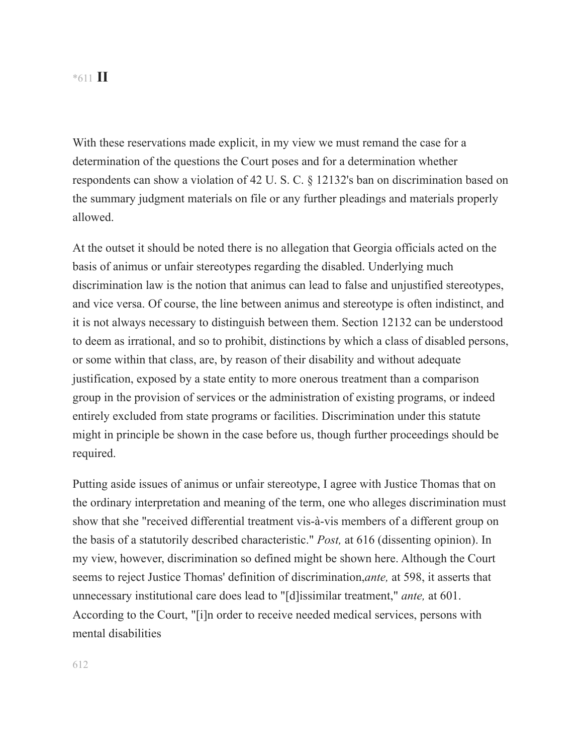*611 **II**

With these reservations made explicit, in my view we must remand the case for a determination of the questions the Court poses and for a determination whether respondents can show a violation of 42 U. S. C. § 12132's ban on discrimination based on the summary judgment materials on file or any further pleadings and materials properly allowed.

At the outset it should be noted there is no allegation that Georgia officials acted on the basis of animus or unfair stereotypes regarding the disabled. Underlying much discrimination law is the notion that animus can lead to false and unjustified stereotypes, and vice versa. Of course, the line between animus and stereotype is often indistinct, and it is not always necessary to distinguish between them. Section 12132 can be understood to deem as irrational, and so to prohibit, distinctions by which a class of disabled persons, or some within that class, are, by reason of their disability and without adequate justification, exposed by a state entity to more onerous treatment than a comparison group in the provision of services or the administration of existing programs, or indeed entirely excluded from state programs or facilities. Discrimination under this statute might in principle be shown in the case before us, though further proceedings should be required.

Putting aside issues of animus or unfair stereotype, I agree with Justice Thomas that on the ordinary interpretation and meaning of the term, one who alleges discrimination must show that she "received differential treatment vis-à-vis members of a different group on the basis of a statutorily described characteristic." *Post,* at 616 (dissenting opinion). In my view, however, discrimination so defined might be shown here. Although the Court seems to reject Justice Thomas' definition of discrimination,*ante,* at 598, it asserts that unnecessary institutional care does lead to "[d]issimilar treatment," *ante,* at 601. According to the Court, "[i]n order to receive needed medical services, persons with mental disabilities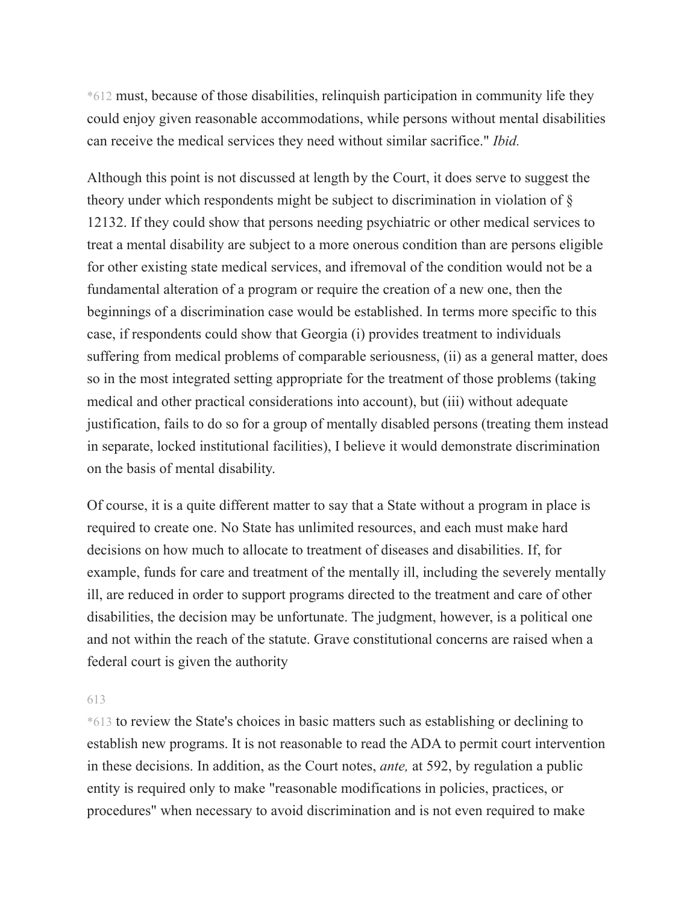*612 must, because of those disabilities, relinquish participation in community life they could enjoy given reasonable accommodations, while persons without mental disabilities can receive the medical services they need without similar sacrifice." *Ibid.*

Although this point is not discussed at length by the Court, it does serve to suggest the theory under which respondents might be subject to discrimination in violation of § 12132. If they could show that persons needing psychiatric or other medical services to treat a mental disability are subject to a more onerous condition than are persons eligible for other existing state medical services, and ifremoval of the condition would not be a fundamental alteration of a program or require the creation of a new one, then the beginnings of a discrimination case would be established. In terms more specific to this case, if respondents could show that Georgia (i) provides treatment to individuals suffering from medical problems of comparable seriousness, (ii) as a general matter, does so in the most integrated setting appropriate for the treatment of those problems (taking medical and other practical considerations into account), but (iii) without adequate justification, fails to do so for a group of mentally disabled persons (treating them instead in separate, locked institutional facilities), I believe it would demonstrate discrimination on the basis of mental disability.

Of course, it is a quite different matter to say that a State without a program in place is required to create one. No State has unlimited resources, and each must make hard decisions on how much to allocate to treatment of diseases and disabilities. If, for example, funds for care and treatment of the mentally ill, including the severely mentally ill, are reduced in order to support programs directed to the treatment and care of other disabilities, the decision may be unfortunate. The judgment, however, is a political one and not within the reach of the statute. Grave constitutional concerns are raised when a federal court is given the authority

613

*613 to review the State's choices in basic matters such as establishing or declining to establish new programs. It is not reasonable to read the ADA to permit court intervention in these decisions. In addition, as the Court notes, *ante,* at 592, by regulation a public entity is required only to make "reasonable modifications in policies, practices, or procedures" when necessary to avoid discrimination and is not even required to make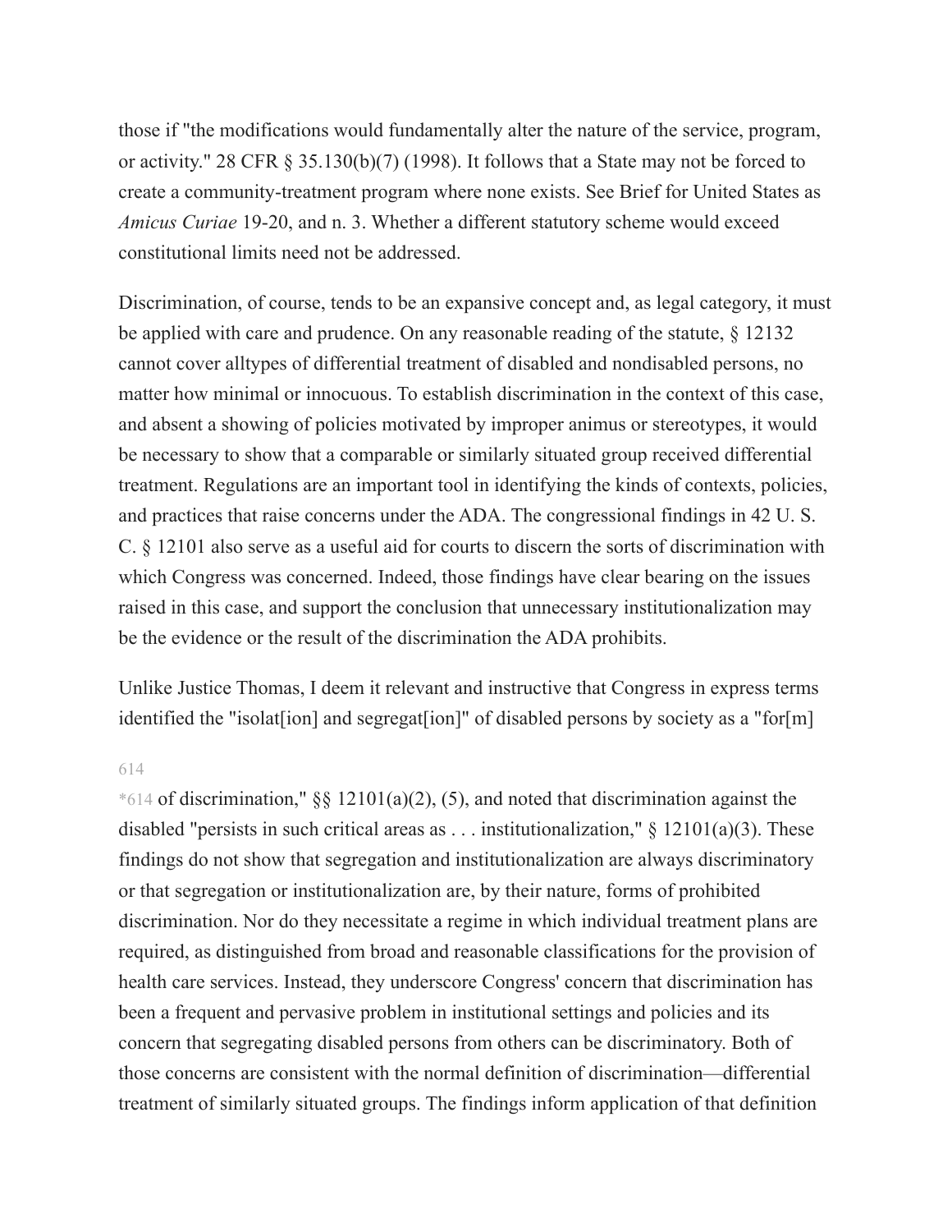those if "the modifications would fundamentally alter the nature of the service, program, or activity." 28 CFR § 35.130(b)(7) (1998). It follows that a State may not be forced to create a community-treatment program where none exists. See Brief for United States as *Amicus Curiae* 19-20, and n. 3. Whether a different statutory scheme would exceed constitutional limits need not be addressed.

Discrimination, of course, tends to be an expansive concept and, as legal category, it must be applied with care and prudence. On any reasonable reading of the statute, § 12132 cannot cover alltypes of differential treatment of disabled and nondisabled persons, no matter how minimal or innocuous. To establish discrimination in the context of this case, and absent a showing of policies motivated by improper animus or stereotypes, it would be necessary to show that a comparable or similarly situated group received differential treatment. Regulations are an important tool in identifying the kinds of contexts, policies, and practices that raise concerns under the ADA. The congressional findings in 42 U. S. C. § 12101 also serve as a useful aid for courts to discern the sorts of discrimination with which Congress was concerned. Indeed, those findings have clear bearing on the issues raised in this case, and support the conclusion that unnecessary institutionalization may be the evidence or the result of the discrimination the ADA prohibits.

Unlike Justice Thomas, I deem it relevant and instructive that Congress in express terms identified the "isolat[ion] and segregat[ion]" of disabled persons by society as a "for[m]

614

*614 of discrimination," §§ 12101(a)(2), (5), and noted that discrimination against the disabled "persists in such critical areas as . . . institutionalization," § 12101(a)(3). These findings do not show that segregation and institutionalization are always discriminatory or that segregation or institutionalization are, by their nature, forms of prohibited discrimination. Nor do they necessitate a regime in which individual treatment plans are required, as distinguished from broad and reasonable classifications for the provision of health care services. Instead, they underscore Congress' concern that discrimination has been a frequent and pervasive problem in institutional settings and policies and its concern that segregating disabled persons from others can be discriminatory. Both of those concerns are consistent with the normal definition of discrimination—differential treatment of similarly situated groups. The findings inform application of that definition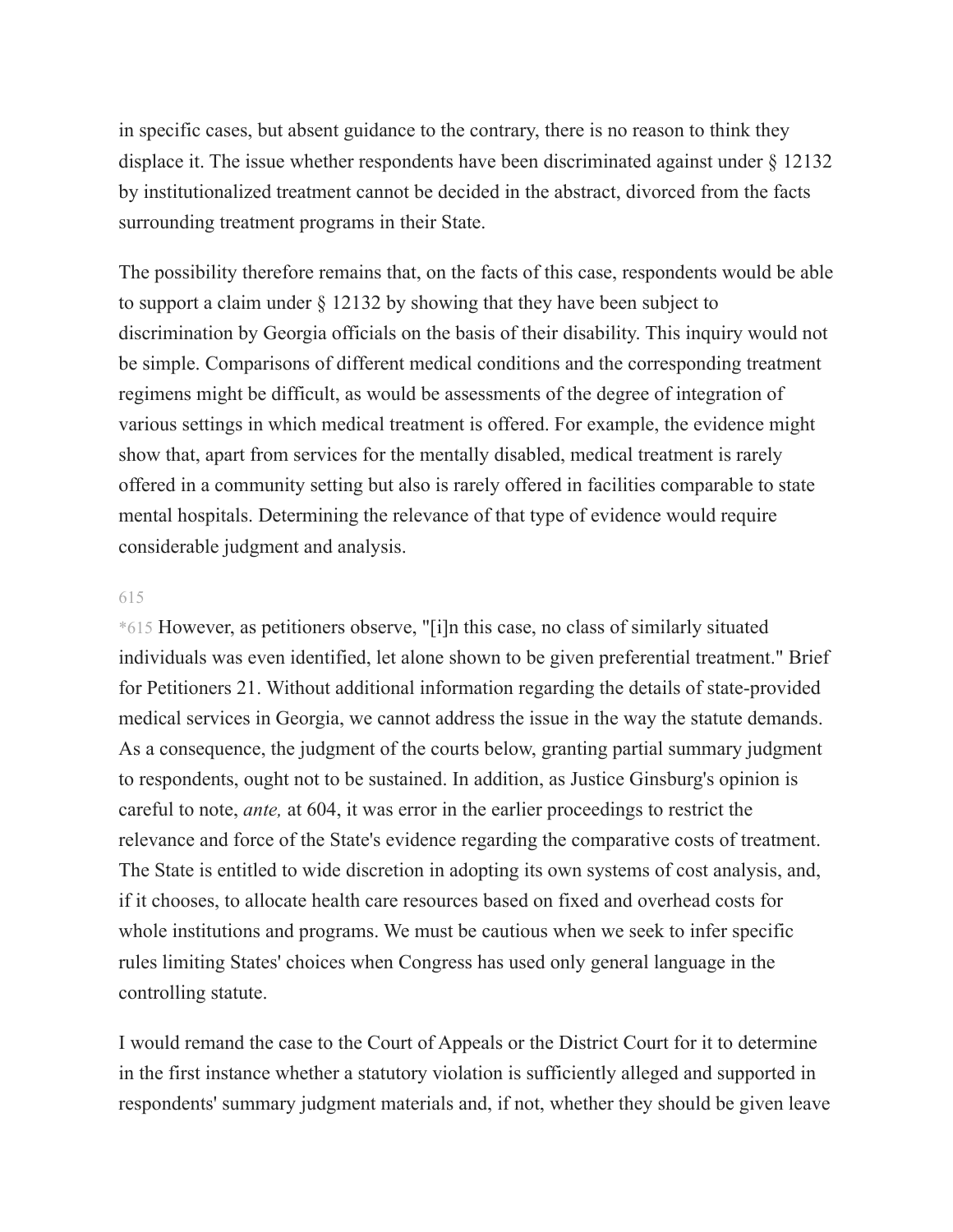in specific cases, but absent guidance to the contrary, there is no reason to think they displace it. The issue whether respondents have been discriminated against under § 12132 by institutionalized treatment cannot be decided in the abstract, divorced from the facts surrounding treatment programs in their State.

The possibility therefore remains that, on the facts of this case, respondents would be able to support a claim under § 12132 by showing that they have been subject to discrimination by Georgia officials on the basis of their disability. This inquiry would not be simple. Comparisons of different medical conditions and the corresponding treatment regimens might be difficult, as would be assessments of the degree of integration of various settings in which medical treatment is offered. For example, the evidence might show that, apart from services for the mentally disabled, medical treatment is rarely offered in a community setting but also is rarely offered in facilities comparable to state mental hospitals. Determining the relevance of that type of evidence would require considerable judgment and analysis.

615

*615 However, as petitioners observe, "[i]n this case, no class of similarly situated individuals was even identified, let alone shown to be given preferential treatment." Brief for Petitioners 21. Without additional information regarding the details of state-provided medical services in Georgia, we cannot address the issue in the way the statute demands. As a consequence, the judgment of the courts below, granting partial summary judgment to respondents, ought not to be sustained. In addition, as Justice Ginsburg's opinion is careful to note, *ante,* at 604, it was error in the earlier proceedings to restrict the relevance and force of the State's evidence regarding the comparative costs of treatment. The State is entitled to wide discretion in adopting its own systems of cost analysis, and, if it chooses, to allocate health care resources based on fixed and overhead costs for whole institutions and programs. We must be cautious when we seek to infer specific rules limiting States' choices when Congress has used only general language in the controlling statute.

I would remand the case to the Court of Appeals or the District Court for it to determine in the first instance whether a statutory violation is sufficiently alleged and supported in respondents' summary judgment materials and, if not, whether they should be given leave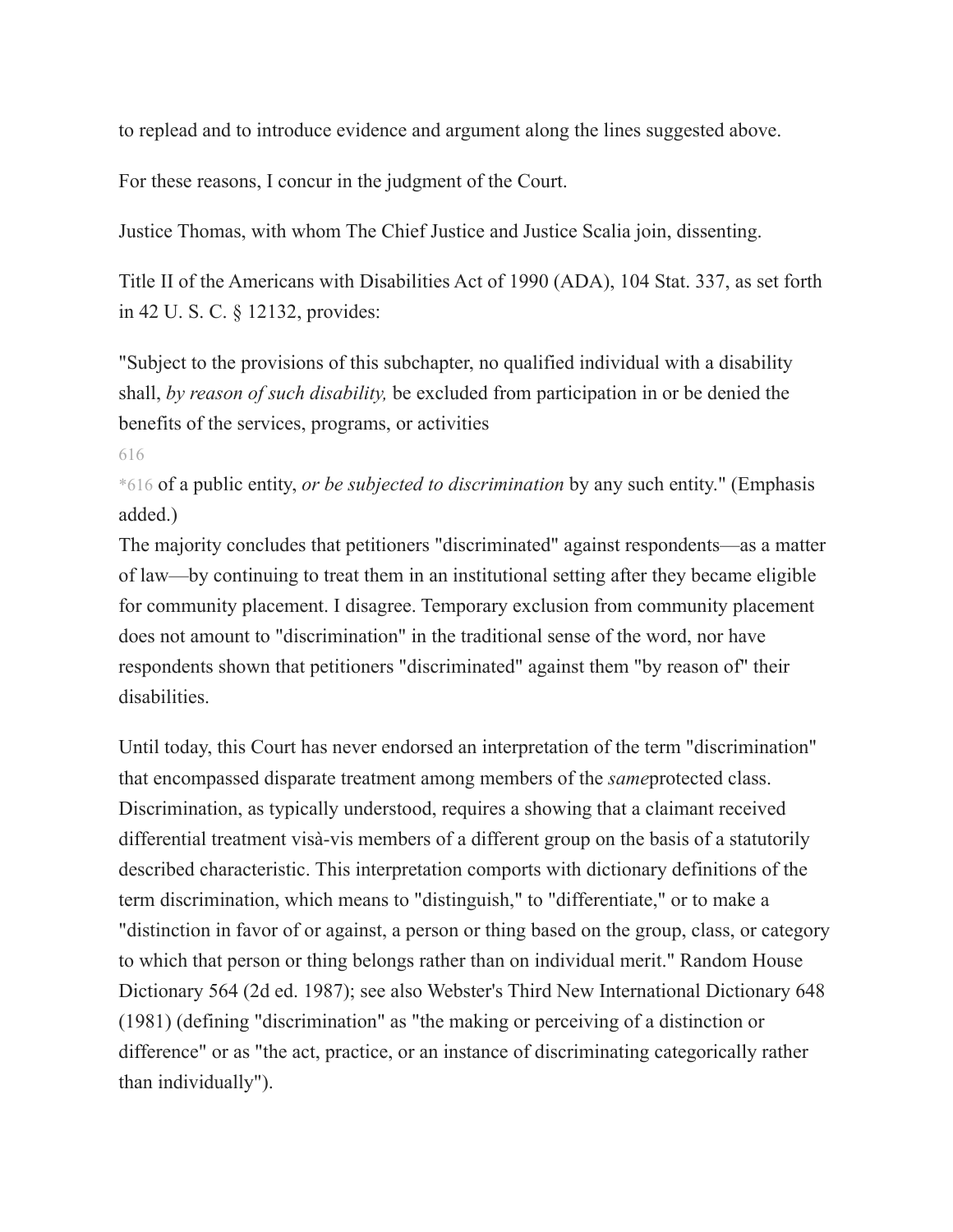to replead and to introduce evidence and argument along the lines suggested above.

For these reasons, I concur in the judgment of the Court.

Justice Thomas, with whom The Chief Justice and Justice Scalia join, dissenting.

Title II of the Americans with Disabilities Act of 1990 (ADA), 104 Stat. 337, as set forth in 42 U. S. C. § 12132, provides:

"Subject to the provisions of this subchapter, no qualified individual with a disability shall, *by reason of such disability,* be excluded from participation in or be denied the benefits of the services, programs, or activities

616

*616 of a public entity, *or be subjected to discrimination* by any such entity." (Emphasis added.)

The majority concludes that petitioners "discriminated" against respondents—as a matter of law—by continuing to treat them in an institutional setting after they became eligible for community placement. I disagree. Temporary exclusion from community placement does not amount to "discrimination" in the traditional sense of the word, nor have respondents shown that petitioners "discriminated" against them "by reason of" their disabilities.

Until today, this Court has never endorsed an interpretation of the term "discrimination" that encompassed disparate treatment among members of the *same*protected class. Discrimination, as typically understood, requires a showing that a claimant received differential treatment visà-vis members of a different group on the basis of a statutorily described characteristic. This interpretation comports with dictionary definitions of the term discrimination, which means to "distinguish," to "differentiate," or to make a "distinction in favor of or against, a person or thing based on the group, class, or category to which that person or thing belongs rather than on individual merit." Random House Dictionary 564 (2d ed. 1987); see also Webster's Third New International Dictionary 648 (1981) (defining "discrimination" as "the making or perceiving of a distinction or difference" or as "the act, practice, or an instance of discriminating categorically rather than individually").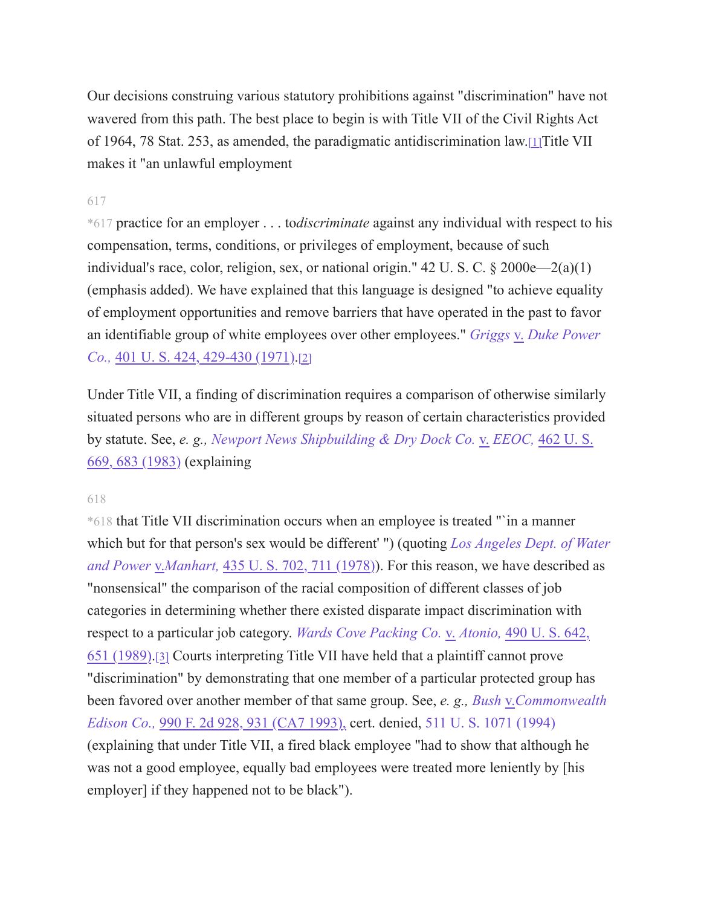Our decisions construing various statutory prohibitions against "discrimination" have not wavered from this path. The best place to begin is with Title VII of the Civil Rights Act of 1964, 78 Stat. 253, as amended, the paradigmatic antidiscrimination law.[1]Title VII makes it "an unlawful employment

617

*617 practice for an employer . . . to*discriminate* against any individual with respect to his compensation, terms, conditions, or privileges of employment, because of such individual's race, color, religion, sex, or national origin." 42 U. S. C. § 2000e—2(a)(1) (emphasis added). We have explained that this language is designed "to achieve equality of employment opportunities and remove barriers that have operated in the past to favor an identifiable group of white employees over other employees." *Griggs* v. *Duke Power Co.,* 401 U. S. 424, 429-430 (1971).[2]

Under Title VII, a finding of discrimination requires a comparison of otherwise similarly situated persons who are in different groups by reason of certain characteristics provided by statute. See, *e. g., Newport News Shipbuilding & Dry Dock Co.* v. *EEOC,* 462 U. S. 669, 683 (1983) (explaining

618

*618 that Title VII discrimination occurs when an employee is treated "`in a manner which but for that person's sex would be different' ") (quoting *Los Angeles Dept. of Water and Power* v.*Manhart,* 435 U. S. 702, 711 (1978)). For this reason, we have described as "nonsensical" the comparison of the racial composition of different classes of job categories in determining whether there existed disparate impact discrimination with respect to a particular job category. *Wards Cove Packing Co.* v. *Atonio,* 490 U. S. 642, 651 (1989).[3] Courts interpreting Title VII have held that a plaintiff cannot prove "discrimination" by demonstrating that one member of a particular protected group has been favored over another member of that same group. See, *e. g., Bush* v.*Commonwealth Edison Co.,* 990 F. 2d 928, 931 (CA7 1993), cert. denied, 511 U. S. 1071 (1994) (explaining that under Title VII, a fired black employee "had to show that although he was not a good employee, equally bad employees were treated more leniently by [his employer] if they happened not to be black").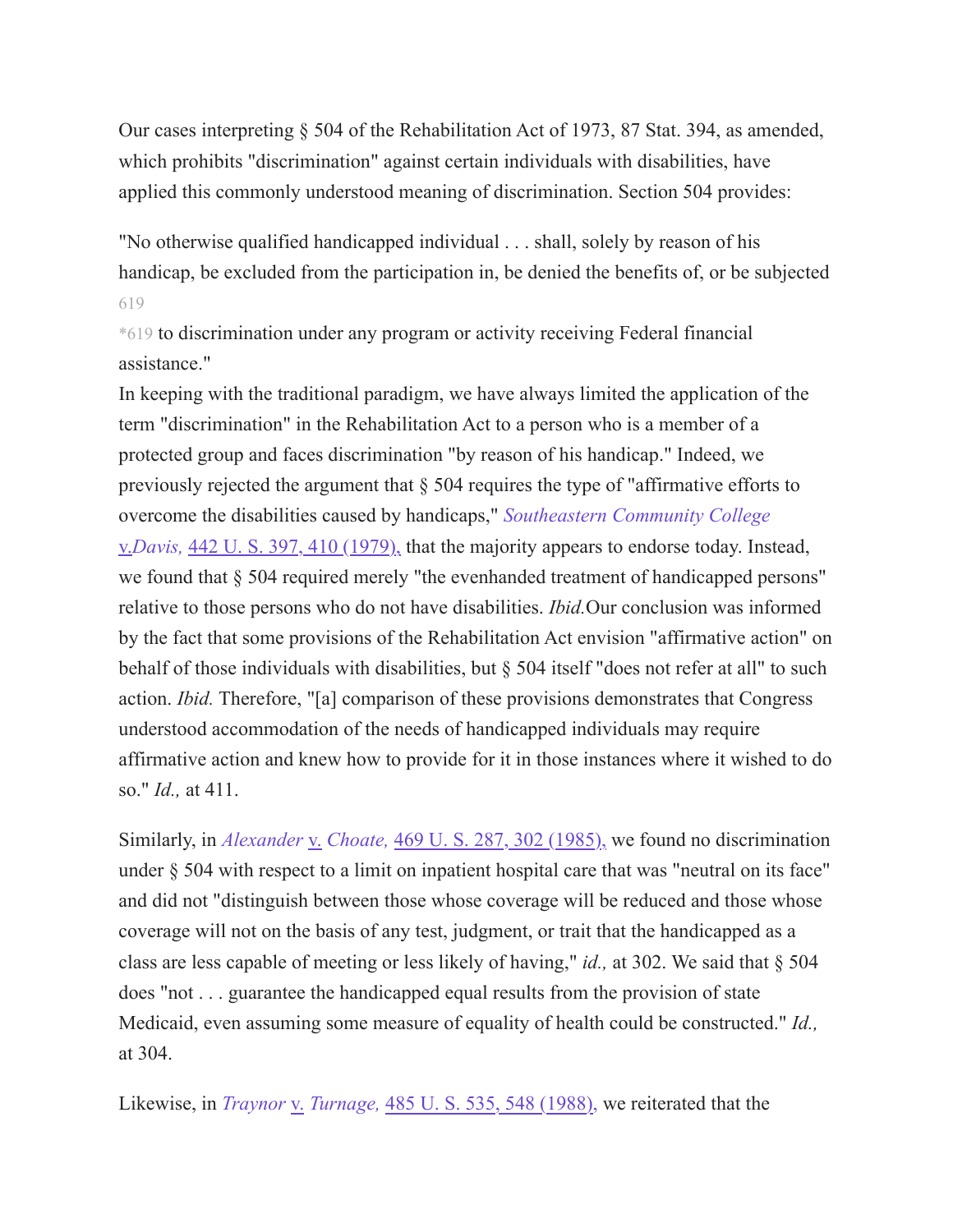Our cases interpreting § 504 of the Rehabilitation Act of 1973, 87 Stat. 394, as amended, which prohibits "discrimination" against certain individuals with disabilities, have applied this commonly understood meaning of discrimination. Section 504 provides:

"No otherwise qualified handicapped individual . . . shall, solely by reason of his handicap, be excluded from the participation in, be denied the benefits of, or be subjected to discrimination under any program or activity receiving Federal financial assistance."

In keeping with the traditional paradigm, we have always limited the application of the term "discrimination" in the Rehabilitation Act to a person who is a member of a protected group and faces discrimination "by reason of his handicap." Indeed, we previously rejected the argument that § 504 requires the type of "affirmative efforts to overcome the disabilities caused by handicaps," *Southeastern Community College* v. *Davis,* 442 U. S. 397, 410 (1979), that the majority appears to endorse today. Instead, we found that § 504 required merely "the evenhanded treatment of handicapped persons" relative to those persons who do not have disabilities. *Ibid.* Our conclusion was informed by the fact that some provisions of the Rehabilitation Act envision "affirmative action" on behalf of those individuals with disabilities, but § 504 itself "does not refer at all" to such action. *Ibid.* Therefore, "[a] comparison of these provisions demonstrates that Congress understood accommodation of the needs of handicapped individuals may require affirmative action and knew how to provide for it in those instances where it wished to do so." *Id.,* at 411.

Similarly, in *Alexander* v. *Choate,* 469 U. S. 287, 302 (1985), we found no discrimination under § 504 with respect to a limit on inpatient hospital care that was "neutral on its face" and did not "distinguish between those whose coverage will be reduced and those whose coverage will not on the basis of any test, judgment, or trait that the handicapped as a class are less capable of meeting or less likely of having," *id.,* at 302. We said that § 504 does "not . . . guarantee the handicapped equal results from the provision of state Medicaid, even assuming some measure of equality of health could be constructed." *Id.,* at 304.

Likewise, in *Traynor* v. *Turnage,* 485 U. S. 535, 548 (1988), we reiterated that the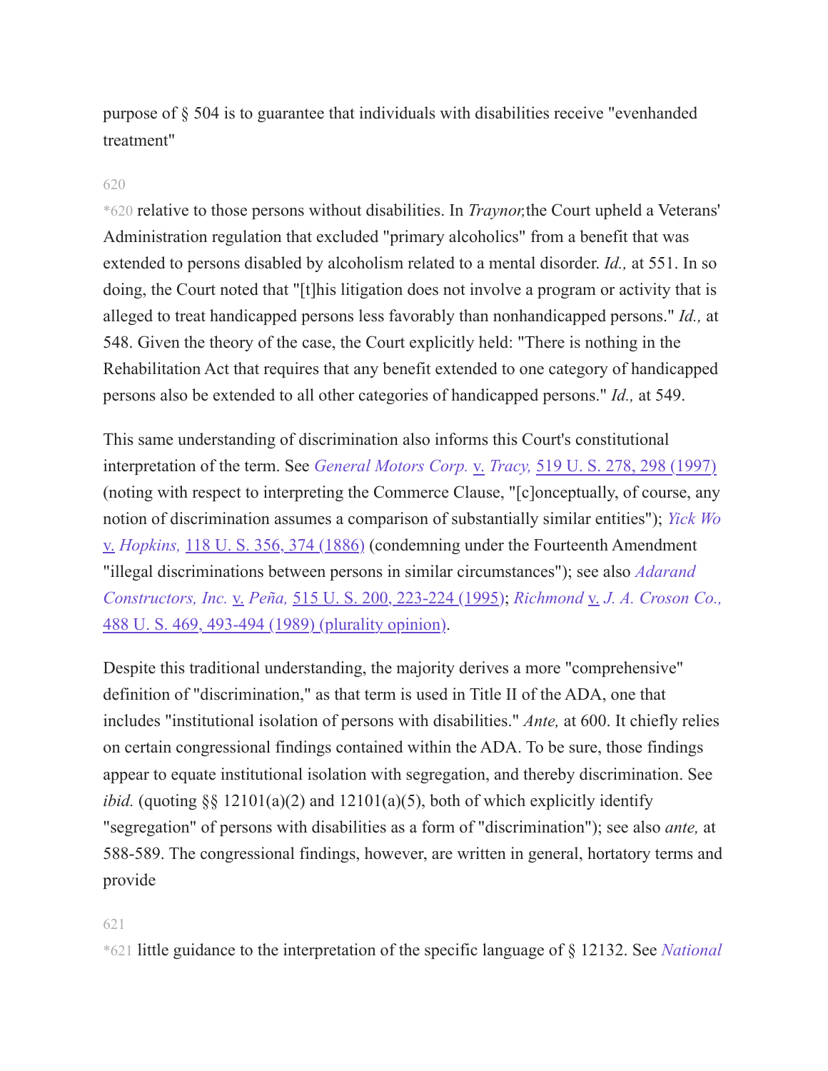purpose of § 504 is to guarantee that individuals with disabilities receive "evenhanded treatment"

*620 relative to those persons without disabilities. In *Traynor,* the Court upheld a Veterans' Administration regulation that excluded "primary alcoholics" from a benefit that was extended to persons disabled by alcoholism related to a mental disorder. *Id.,* at 551. In so doing, the Court noted that "[t]his litigation does not involve a program or activity that is alleged to treat handicapped persons less favorably than nonhandicapped persons." *Id.,* at 548. Given the theory of the case, the Court explicitly held: "There is nothing in the Rehabilitation Act that requires that any benefit extended to one category of handicapped persons also be extended to all other categories of handicapped persons." *Id.,* at 549.

This same understanding of discrimination also informs this Court's constitutional interpretation of the term. See *General Motors Corp.* v. *Tracy,* 519 U. S. 278, 298 (1997) (noting with respect to interpreting the Commerce Clause, "[c]onceptually, of course, any notion of discrimination assumes a comparison of substantially similar entities"); *Yick Wo* v. *Hopkins,* 118 U. S. 356, 374 (1886) (condemning under the Fourteenth Amendment "illegal discriminations between persons in similar circumstances"); see also *Adarand Constructors, Inc.* v. *Peña,* 515 U. S. 200, 223-224 (1995); *Richmond* v. *J. A. Croson Co.,* 488 U. S. 469, 493-494 (1989) (plurality opinion).

Despite this traditional understanding, the majority derives a more "comprehensive" definition of "discrimination," as that term is used in Title II of the ADA, one that includes "institutional isolation of persons with disabilities." *Ante,* at 600. It chiefly relies on certain congressional findings contained within the ADA. To be sure, those findings appear to equate institutional isolation with segregation, and thereby discrimination. See *ibid.* (quoting §§ 12101(a)(2) and 12101(a)(5), both of which explicitly identify "segregation" of persons with disabilities as a form of "discrimination"); see also *ante,* at 588-589. The congressional findings, however, are written in general, hortatory terms and provide

*621 little guidance to the interpretation of the specific language of § 12132. See *National*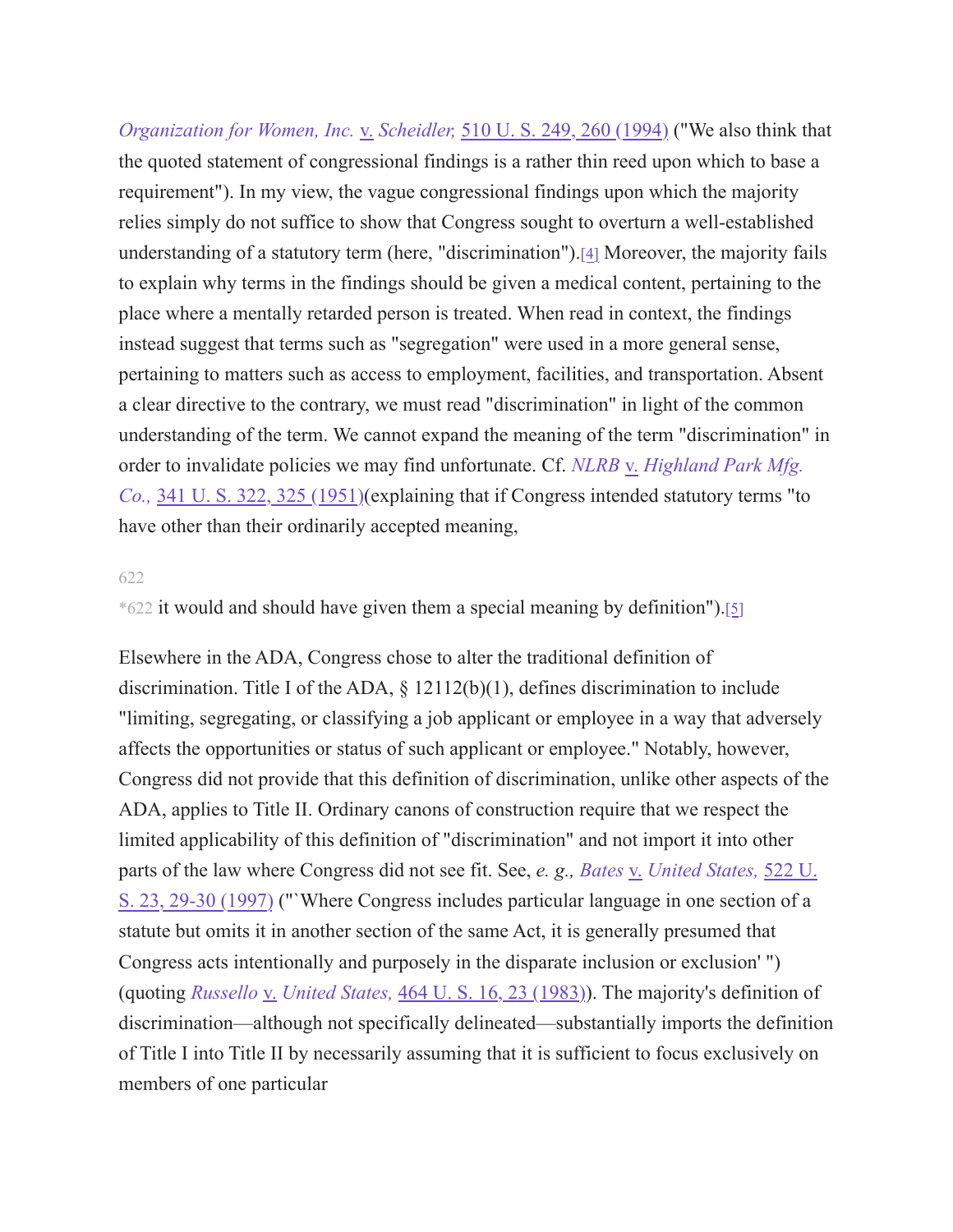*Organization for Women, Inc.* v. *Scheidler,* 510 U. S. 249, 260 (1994) ("We also think that the quoted statement of congressional findings is a rather thin reed upon which to base a requirement"). In my view, the vague congressional findings upon which the majority relies simply do not suffice to show that Congress sought to overturn a well-established understanding of a statutory term (here, "discrimination").[4] Moreover, the majority fails to explain why terms in the findings should be given a medical content, pertaining to the place where a mentally retarded person is treated. When read in context, the findings instead suggest that terms such as "segregation" were used in a more general sense, pertaining to matters such as access to employment, facilities, and transportation. Absent a clear directive to the contrary, we must read "discrimination" in light of the common understanding of the term. We cannot expand the meaning of the term "discrimination" in order to invalidate policies we may find unfortunate. Cf. *NLRB* v. *Highland Park Mfg. Co.,* 341 U. S. 322, 325 (1951)(explaining that if Congress intended statutory terms "to have other than their ordinarily accepted meaning,

*622 it would and should have given them a special meaning by definition").[5]

Elsewhere in the ADA, Congress chose to alter the traditional definition of discrimination. Title I of the ADA, § 12112(b)(1), defines discrimination to include "limiting, segregating, or classifying a job applicant or employee in a way that adversely affects the opportunities or status of such applicant or employee." Notably, however, Congress did not provide that this definition of discrimination, unlike other aspects of the ADA, applies to Title II. Ordinary canons of construction require that we respect the limited applicability of this definition of "discrimination" and not import it into other parts of the law where Congress did not see fit. See, *e. g., Bates* v. *United States,* 522 U. S. 23, 29-30 (1997) ("`Where Congress includes particular language in one section of a statute but omits it in another section of the same Act, it is generally presumed that Congress acts intentionally and purposely in the disparate inclusion or exclusion' ") (quoting *Russello* v. *United States,* 464 U. S. 16, 23 (1983)). The majority's definition of discrimination—although not specifically delineated—substantially imports the definition of Title I into Title II by necessarily assuming that it is sufficient to focus exclusively on members of one particular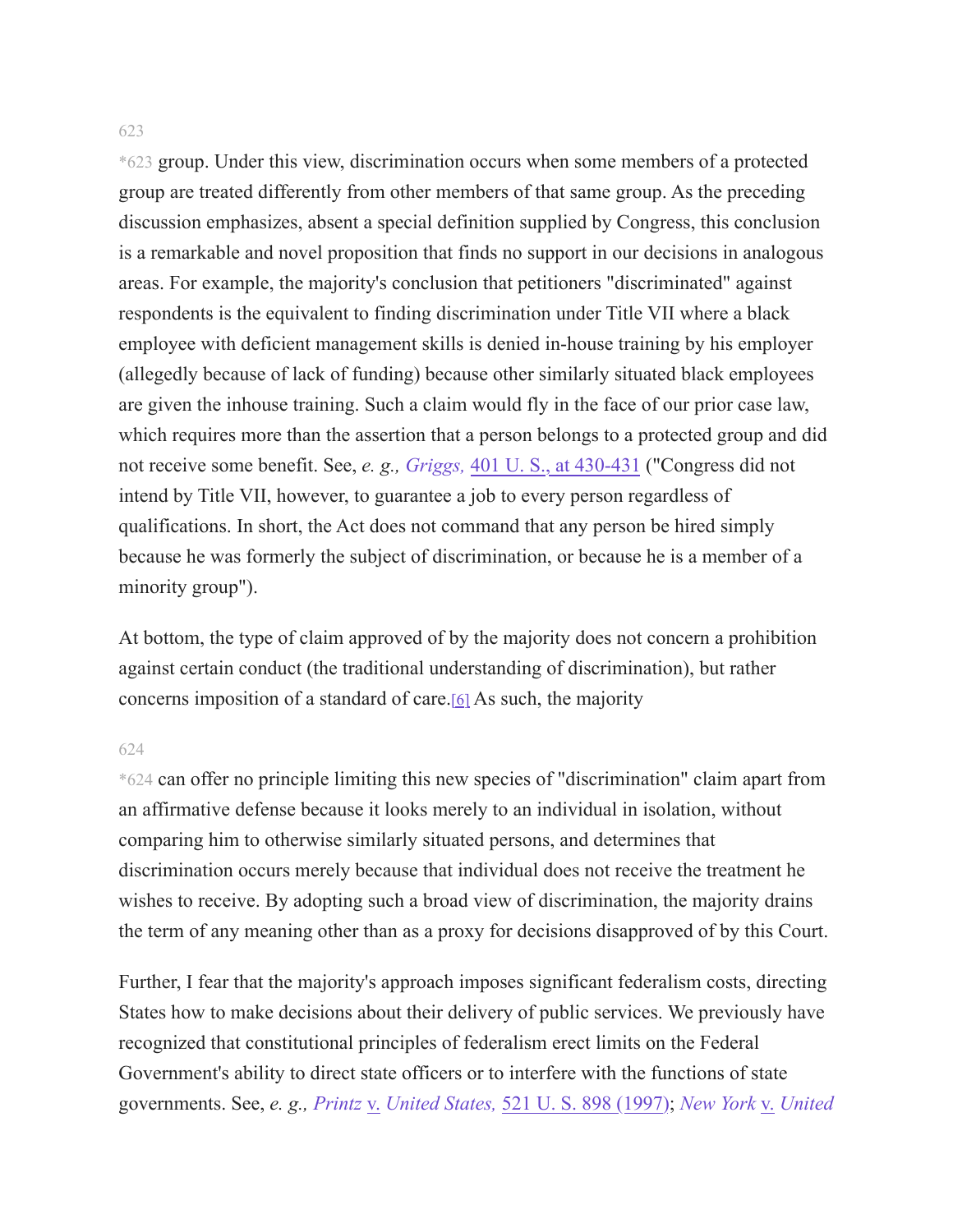*623 group. Under this view, discrimination occurs when some members of a protected group are treated differently from other members of that same group. As the preceding discussion emphasizes, absent a special definition supplied by Congress, this conclusion is a remarkable and novel proposition that finds no support in our decisions in analogous areas. For example, the majority's conclusion that petitioners "discriminated" against respondents is the equivalent to finding discrimination under Title VII where a black employee with deficient management skills is denied in-house training by his employer (allegedly because of lack of funding) because other similarly situated black employees are given the inhouse training. Such a claim would fly in the face of our prior case law, which requires more than the assertion that a person belongs to a protected group and did not receive some benefit. See, *e. g., Griggs,* 401 U. S., at 430-431 ("Congress did not intend by Title VII, however, to guarantee a job to every person regardless of qualifications. In short, the Act does not command that any person be hired simply because he was formerly the subject of discrimination, or because he is a member of a minority group").

At bottom, the type of claim approved of by the majority does not concern a prohibition against certain conduct (the traditional understanding of discrimination), but rather concerns imposition of a standard of care.[6] As such, the majority

*624 can offer no principle limiting this new species of "discrimination" claim apart from an affirmative defense because it looks merely to an individual in isolation, without comparing him to otherwise similarly situated persons, and determines that discrimination occurs merely because that individual does not receive the treatment he wishes to receive. By adopting such a broad view of discrimination, the majority drains the term of any meaning other than as a proxy for decisions disapproved of by this Court.

Further, I fear that the majority's approach imposes significant federalism costs, directing States how to make decisions about their delivery of public services. We previously have recognized that constitutional principles of federalism erect limits on the Federal Government's ability to direct state officers or to interfere with the functions of state governments. See, *e. g., Printz* v. *United States,* 521 U. S. 898 (1997); *New York* v. *United*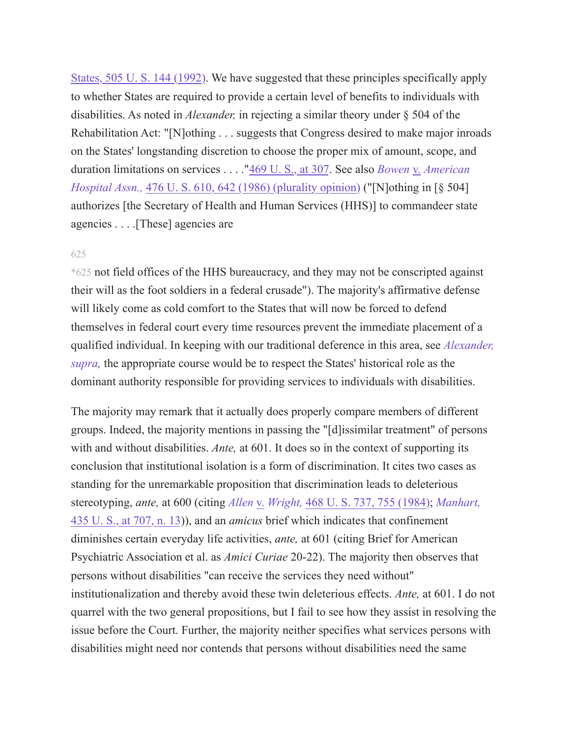States, 505 U. S. 144 (1992). We have suggested that these principles specifically apply to whether States are required to provide a certain level of benefits to individuals with disabilities. As noted in *Alexander,* in rejecting a similar theory under § 504 of the Rehabilitation Act: "[N]othing . . . suggests that Congress desired to make major inroads on the States' longstanding discretion to choose the proper mix of amount, scope, and duration limitations on services . . . ."469 U. S., at 307. See also *Bowen* v. *American Hospital Assn.,* 476 U. S. 610, 642 (1986) (plurality opinion) ("[N]othing in [§ 504] authorizes [the Secretary of Health and Human Services (HHS)] to commandeer state agencies . . . .[These] agencies are

*625 not field offices of the HHS bureaucracy, and they may not be conscripted against their will as the foot soldiers in a federal crusade"). The majority's affirmative defense will likely come as cold comfort to the States that will now be forced to defend themselves in federal court every time resources prevent the immediate placement of a qualified individual. In keeping with our traditional deference in this area, see *Alexander, supra,* the appropriate course would be to respect the States' historical role as the dominant authority responsible for providing services to individuals with disabilities.

The majority may remark that it actually does properly compare members of different groups. Indeed, the majority mentions in passing the "[d]issimilar treatment" of persons with and without disabilities. *Ante,* at 601. It does so in the context of supporting its conclusion that institutional isolation is a form of discrimination. It cites two cases as standing for the unremarkable proposition that discrimination leads to deleterious stereotyping, *ante,* at 600 (citing *Allen* v. *Wright,* 468 U. S. 737, 755 (1984); *Manhart,* 435 U. S., at 707, n. 13)), and an *amicus* brief which indicates that confinement diminishes certain everyday life activities, *ante,* at 601 (citing Brief for American Psychiatric Association et al. as *Amici Curiae* 20-22). The majority then observes that persons without disabilities "can receive the services they need without" institutionalization and thereby avoid these twin deleterious effects. *Ante,* at 601. I do not quarrel with the two general propositions, but I fail to see how they assist in resolving the issue before the Court. Further, the majority neither specifies what services persons with disabilities might need nor contends that persons without disabilities need the same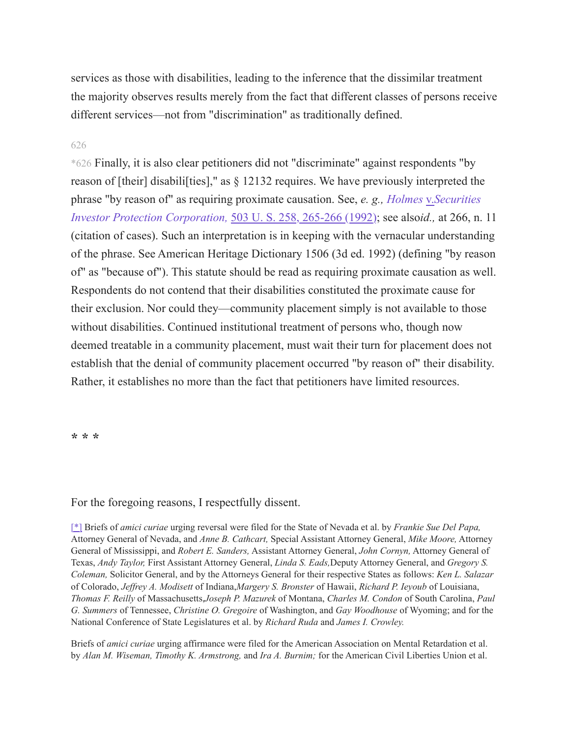services as those with disabilities, leading to the inference that the dissimilar treatment the majority observes results merely from the fact that different classes of persons receive different services—not from "discrimination" as traditionally defined.

*626 Finally, it is also clear petitioners did not "discriminate" against respondents "by reason of [their] disabili[ties]," as § 12132 requires. We have previously interpreted the phrase "by reason of" as requiring proximate causation. See, *e. g., Holmes* v. *Securities Investor Protection Corporation,* 503 U. S. 258, 265-266 (1992); see also *id.,* at 266, n. 11 (citation of cases). Such an interpretation is in keeping with the vernacular understanding of the phrase. See American Heritage Dictionary 1506 (3d ed. 1992) (defining "by reason of" as "because of"). This statute should be read as requiring proximate causation as well. Respondents do not contend that their disabilities constituted the proximate cause for their exclusion. Nor could they—community placement simply is not available to those without disabilities. Continued institutional treatment of persons who, though now deemed treatable in a community placement, must wait their turn for placement does not establish that the denial of community placement occurred "by reason of" their disability. Rather, it establishes no more than the fact that petitioners have limited resources.

* * *

For the foregoing reasons, I respectfully dissent.

[*] Briefs of *amici curiae* urging reversal were filed for the State of Nevada et al. by *Frankie Sue Del Papa,* Attorney General of Nevada, and *Anne B. Cathcart,* Special Assistant Attorney General, *Mike Moore,* Attorney General of Mississippi, and *Robert E. Sanders,* Assistant Attorney General, *John Cornyn,* Attorney General of Texas, *Andy Taylor,* First Assistant Attorney General, *Linda S. Eads,* Deputy Attorney General, and *Gregory S. Coleman,* Solicitor General, and by the Attorneys General for their respective States as follows: *Ken L. Salazar* of Colorado, *Jeffrey A. Modisett* of Indiana, *Margery S. Bronster* of Hawaii, *Richard P. Ieyoub* of Louisiana, *Thomas F. Reilly* of Massachusetts, *Joseph P. Mazurek* of Montana, *Charles M. Condon* of South Carolina, *Paul G. Summers* of Tennessee, *Christine O. Gregoire* of Washington, and *Gay Woodhouse* of Wyoming; and for the National Conference of State Legislatures et al. by *Richard Ruda* and *James I. Crowley.*

Briefs of *amici curiae* urging affirmance were filed for the American Association on Mental Retardation et al. by *Alan M. Wiseman, Timothy K. Armstrong,* and *Ira A. Burnim;* for the American Civil Liberties Union et al.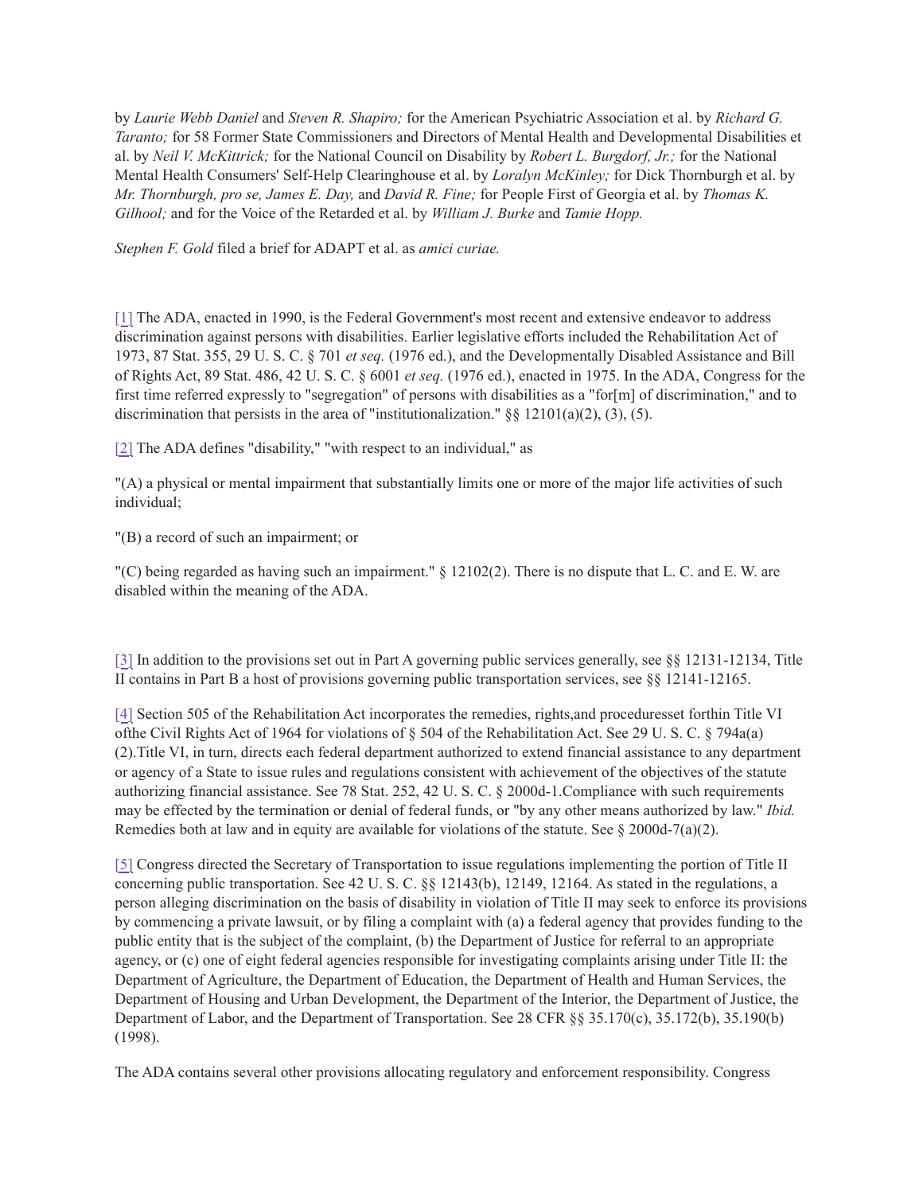by *Laurie Webb Daniel* and *Steven R. Shapiro;* for the American Psychiatric Association et al. by *Richard G. Taranto;* for 58 Former State Commissioners and Directors of Mental Health and Developmental Disabilities et al. by *Neil V. McKittrick;* for the National Council on Disability by *Robert L. Burgdorf, Jr.;* for the National Mental Health Consumers' Self-Help Clearinghouse et al. by *Loralyn McKinley;* for Dick Thornburgh et al. by *Mr. Thornburgh, pro se, James E. Day,* and *David R. Fine;* for People First of Georgia et al. by *Thomas K. Gilhool;* and for the Voice of the Retarded et al. by *William J. Burke* and *Tamie Hopp.*

*Stephen F. Gold* filed a brief for ADAPT et al. as *amici curiae.*

[1] The ADA, enacted in 1990, is the Federal Government's most recent and extensive endeavor to address discrimination against persons with disabilities. Earlier legislative efforts included the Rehabilitation Act of 1973, 87 Stat. 355, 29 U. S. C. § 701 *et seq.* (1976 ed.), and the Developmentally Disabled Assistance and Bill of Rights Act, 89 Stat. 486, 42 U. S. C. § 6001 *et seq.* (1976 ed.), enacted in 1975. In the ADA, Congress for the first time referred expressly to "segregation" of persons with disabilities as a "for[m] of discrimination," and to discrimination that persists in the area of "institutionalization." §§ 12101(a)(2), (3), (5).

[2] The ADA defines "disability," "with respect to an individual," as

"(A) a physical or mental impairment that substantially limits one or more of the major life activities of such individual;

"(B) a record of such an impairment; or

"(C) being regarded as having such an impairment." § 12102(2). There is no dispute that L. C. and E. W. are disabled within the meaning of the ADA.

[3] In addition to the provisions set out in Part A governing public services generally, see §§ 12131-12134, Title II contains in Part B a host of provisions governing public transportation services, see §§ 12141-12165.

[4] Section 505 of the Rehabilitation Act incorporates the remedies, rights,and proceduresset forthin Title VI ofthe Civil Rights Act of 1964 for violations of § 504 of the Rehabilitation Act. See 29 U. S. C. § 794a(a)(2).Title VI, in turn, directs each federal department authorized to extend financial assistance to any department or agency of a State to issue rules and regulations consistent with achievement of the objectives of the statute authorizing financial assistance. See 78 Stat. 252, 42 U. S. C. § 2000d-1.Compliance with such requirements may be effected by the termination or denial of federal funds, or "by any other means authorized by law." *Ibid.* Remedies both at law and in equity are available for violations of the statute. See § 2000d-7(a)(2).

[5] Congress directed the Secretary of Transportation to issue regulations implementing the portion of Title II concerning public transportation. See 42 U. S. C. §§ 12143(b), 12149, 12164. As stated in the regulations, a person alleging discrimination on the basis of disability in violation of Title II may seek to enforce its provisions by commencing a private lawsuit, or by filing a complaint with (a) a federal agency that provides funding to the public entity that is the subject of the complaint, (b) the Department of Justice for referral to an appropriate agency, or (c) one of eight federal agencies responsible for investigating complaints arising under Title II: the Department of Agriculture, the Department of Education, the Department of Health and Human Services, the Department of Housing and Urban Development, the Department of the Interior, the Department of Justice, the Department of Labor, and the Department of Transportation. See 28 CFR §§ 35.170(c), 35.172(b), 35.190(b) (1998).

The ADA contains several other provisions allocating regulatory and enforcement responsibility. Congress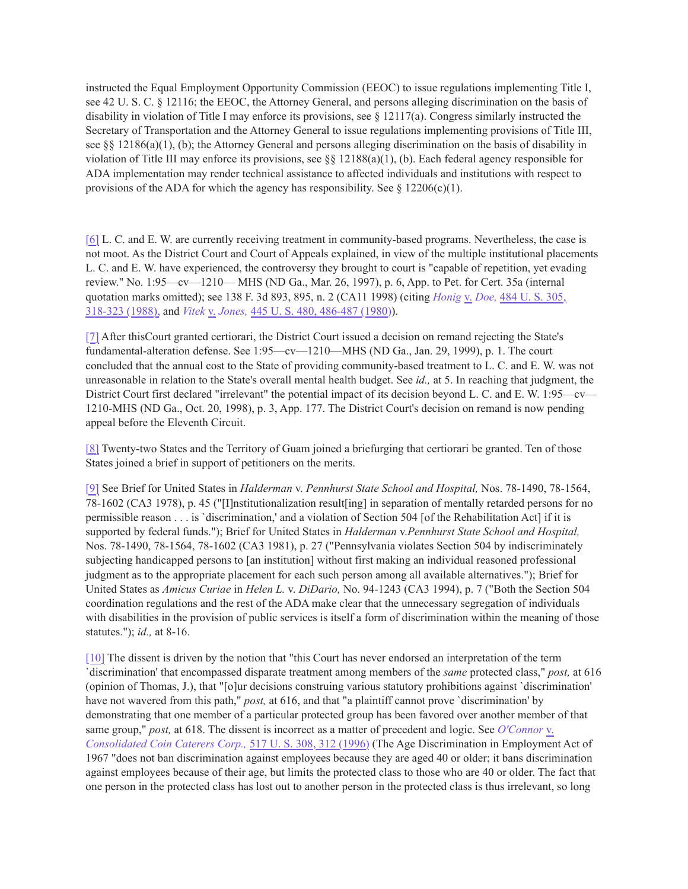instructed the Equal Employment Opportunity Commission (EEOC) to issue regulations implementing Title I, see 42 U. S. C. § 12116; the EEOC, the Attorney General, and persons alleging discrimination on the basis of disability in violation of Title I may enforce its provisions, see § 12117(a). Congress similarly instructed the Secretary of Transportation and the Attorney General to issue regulations implementing provisions of Title III, see §§ 12186(a)(1), (b); the Attorney General and persons alleging discrimination on the basis of disability in violation of Title III may enforce its provisions, see §§ 12188(a)(1), (b). Each federal agency responsible for ADA implementation may render technical assistance to affected individuals and institutions with respect to provisions of the ADA for which the agency has responsibility. See § 12206(c)(1).

[6] L. C. and E. W. are currently receiving treatment in community-based programs. Nevertheless, the case is not moot. As the District Court and Court of Appeals explained, in view of the multiple institutional placements L. C. and E. W. have experienced, the controversy they brought to court is "capable of repetition, yet evading review." No. 1:95—cv—1210— MHS (ND Ga., Mar. 26, 1997), p. 6, App. to Pet. for Cert. 35a (internal quotation marks omitted); see 138 F. 3d 893, 895, n. 2 (CA11 1998) (citing *Honig* v. *Doe,* 484 U. S. 305, 318-323 (1988), and *Vitek* v. *Jones,* 445 U. S. 480, 486-487 (1980)).

[7] After thisCourt granted certiorari, the District Court issued a decision on remand rejecting the State's fundamental-alteration defense. See 1:95—cv—1210—MHS (ND Ga., Jan. 29, 1999), p. 1. The court concluded that the annual cost to the State of providing community-based treatment to L. C. and E. W. was not unreasonable in relation to the State's overall mental health budget. See *id.,* at 5. In reaching that judgment, the District Court first declared "irrelevant" the potential impact of its decision beyond L. C. and E. W. 1:95—cv—1210-MHS (ND Ga., Oct. 20, 1998), p. 3, App. 177. The District Court's decision on remand is now pending appeal before the Eleventh Circuit.

[8] Twenty-two States and the Territory of Guam joined a briefurging that certiorari be granted. Ten of those States joined a brief in support of petitioners on the merits.

[9] See Brief for United States in *Halderman* v. *Pennhurst State School and Hospital,* Nos. 78-1490, 78-1564, 78-1602 (CA3 1978), p. 45 ("[I]nstitutionalization result[ing] in separation of mentally retarded persons for no permissible reason . . . is `discrimination,' and a violation of Section 504 [of the Rehabilitation Act] if it is supported by federal funds."); Brief for United States in *Halderman* v.*Pennhurst State School and Hospital,* Nos. 78-1490, 78-1564, 78-1602 (CA3 1981), p. 27 ("Pennsylvania violates Section 504 by indiscriminately subjecting handicapped persons to [an institution] without first making an individual reasoned professional judgment as to the appropriate placement for each such person among all available alternatives."); Brief for United States as *Amicus Curiae* in *Helen L.* v. *DiDario,* No. 94-1243 (CA3 1994), p. 7 ("Both the Section 504 coordination regulations and the rest of the ADA make clear that the unnecessary segregation of individuals with disabilities in the provision of public services is itself a form of discrimination within the meaning of those statutes."); *id.,* at 8-16.

[10] The dissent is driven by the notion that "this Court has never endorsed an interpretation of the term `discrimination' that encompassed disparate treatment among members of the *same* protected class," *post,* at 616 (opinion of Thomas, J.), that "[o]ur decisions construing various statutory prohibitions against `discrimination' have not wavered from this path," *post,* at 616, and that "a plaintiff cannot prove `discrimination' by demonstrating that one member of a particular protected group has been favored over another member of that same group," *post,* at 618. The dissent is incorrect as a matter of precedent and logic. See *O'Connor* v. *Consolidated Coin Caterers Corp.,* 517 U. S. 308, 312 (1996) (The Age Discrimination in Employment Act of 1967 "does not ban discrimination against employees because they are aged 40 or older; it bans discrimination against employees because of their age, but limits the protected class to those who are 40 or older. The fact that one person in the protected class has lost out to another person in the protected class is thus irrelevant, so long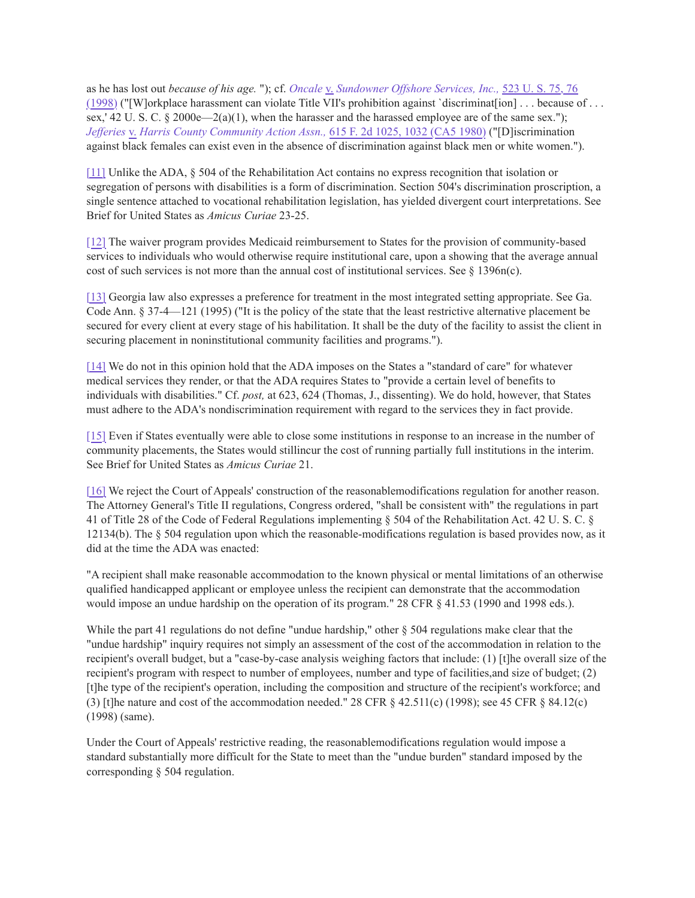as he has lost out *because of his age.* "); cf. *Oncale* v. *Sundowner Offshore Services, Inc.,* 523 U. S. 75, 76 (1998) ("[W]orkplace harassment can violate Title VII's prohibition against `discriminat[ion] . . . because of . . . sex,' 42 U. S. C. § 2000e—2(a)(1), when the harasser and the harassed employee are of the same sex."); *Jefferies* v. *Harris County Community Action Assn.,* 615 F. 2d 1025, 1032 (CA5 1980) ("[D]iscrimination against black females can exist even in the absence of discrimination against black men or white women.").

[11] Unlike the ADA, § 504 of the Rehabilitation Act contains no express recognition that isolation or segregation of persons with disabilities is a form of discrimination. Section 504's discrimination proscription, a single sentence attached to vocational rehabilitation legislation, has yielded divergent court interpretations. See Brief for United States as *Amicus Curiae* 23-25.

[12] The waiver program provides Medicaid reimbursement to States for the provision of community-based services to individuals who would otherwise require institutional care, upon a showing that the average annual cost of such services is not more than the annual cost of institutional services. See § 1396n(c).

[13] Georgia law also expresses a preference for treatment in the most integrated setting appropriate. See Ga. Code Ann. § 37-4—121 (1995) ("It is the policy of the state that the least restrictive alternative placement be secured for every client at every stage of his habilitation. It shall be the duty of the facility to assist the client in securing placement in noninstitutional community facilities and programs.").

[14] We do not in this opinion hold that the ADA imposes on the States a "standard of care" for whatever medical services they render, or that the ADA requires States to "provide a certain level of benefits to individuals with disabilities." Cf. *post,* at 623, 624 (Thomas, J., dissenting). We do hold, however, that States must adhere to the ADA's nondiscrimination requirement with regard to the services they in fact provide.

[15] Even if States eventually were able to close some institutions in response to an increase in the number of community placements, the States would stillincur the cost of running partially full institutions in the interim. See Brief for United States as *Amicus Curiae* 21.

[16] We reject the Court of Appeals' construction of the reasonablemodifications regulation for another reason. The Attorney General's Title II regulations, Congress ordered, "shall be consistent with" the regulations in part 41 of Title 28 of the Code of Federal Regulations implementing § 504 of the Rehabilitation Act. 42 U. S. C. § 12134(b). The § 504 regulation upon which the reasonable-modifications regulation is based provides now, as it did at the time the ADA was enacted:

"A recipient shall make reasonable accommodation to the known physical or mental limitations of an otherwise qualified handicapped applicant or employee unless the recipient can demonstrate that the accommodation would impose an undue hardship on the operation of its program." 28 CFR § 41.53 (1990 and 1998 eds.).

While the part 41 regulations do not define "undue hardship," other § 504 regulations make clear that the "undue hardship" inquiry requires not simply an assessment of the cost of the accommodation in relation to the recipient's overall budget, but a "case-by-case analysis weighing factors that include: (1) [t]he overall size of the recipient's program with respect to number of employees, number and type of facilities,and size of budget; (2) [t]he type of the recipient's operation, including the composition and structure of the recipient's workforce; and (3) [t]he nature and cost of the accommodation needed." 28 CFR § 42.511(c) (1998); see 45 CFR § 84.12(c) (1998) (same).

Under the Court of Appeals' restrictive reading, the reasonablemodifications regulation would impose a standard substantially more difficult for the State to meet than the "undue burden" standard imposed by the corresponding § 504 regulation.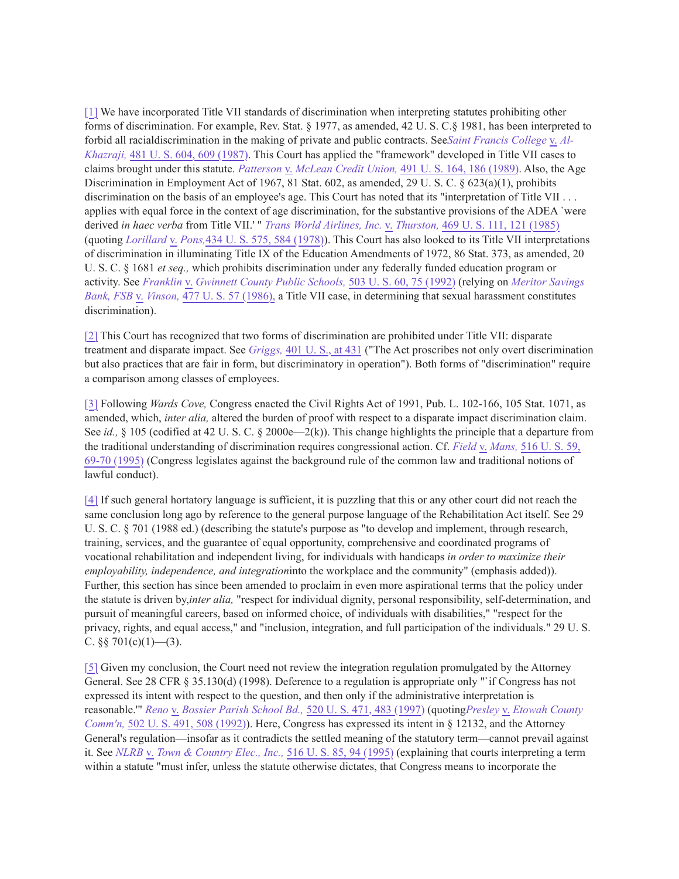[1] We have incorporated Title VII standards of discrimination when interpreting statutes prohibiting other forms of discrimination. For example, Rev. Stat. § 1977, as amended, 42 U. S. C.§ 1981, has been interpreted to forbid all racialdiscrimination in the making of private and public contracts. See*Saint Francis College* v. *Al-Khazraji,* 481 U. S. 604, 609 (1987). This Court has applied the "framework" developed in Title VII cases to claims brought under this statute. *Patterson* v. *McLean Credit Union,* 491 U. S. 164, 186 (1989). Also, the Age Discrimination in Employment Act of 1967, 81 Stat. 602, as amended, 29 U. S. C. § 623(a)(1), prohibits discrimination on the basis of an employee's age. This Court has noted that its "interpretation of Title VII . . . applies with equal force in the context of age discrimination, for the substantive provisions of the ADEA `were derived *in haec verba* from Title VII.' " *Trans World Airlines, Inc.* v. *Thurston,* 469 U. S. 111, 121 (1985) (quoting *Lorillard* v. *Pons,*434 U. S. 575, 584 (1978)). This Court has also looked to its Title VII interpretations of discrimination in illuminating Title IX of the Education Amendments of 1972, 86 Stat. 373, as amended, 20 U. S. C. § 1681 *et seq.,* which prohibits discrimination under any federally funded education program or activity. See *Franklin* v. *Gwinnett County Public Schools,* 503 U. S. 60, 75 (1992) (relying on *Meritor Savings Bank, FSB* v. *Vinson,* 477 U. S. 57 (1986), a Title VII case, in determining that sexual harassment constitutes discrimination).

[2] This Court has recognized that two forms of discrimination are prohibited under Title VII: disparate treatment and disparate impact. See *Griggs,* 401 U. S., at 431 ("The Act proscribes not only overt discrimination but also practices that are fair in form, but discriminatory in operation"). Both forms of "discrimination" require a comparison among classes of employees.

[3] Following *Wards Cove,* Congress enacted the Civil Rights Act of 1991, Pub. L. 102-166, 105 Stat. 1071, as amended, which, *inter alia,* altered the burden of proof with respect to a disparate impact discrimination claim. See *id.,* § 105 (codified at 42 U. S. C. § 2000e—2(k)). This change highlights the principle that a departure from the traditional understanding of discrimination requires congressional action. Cf. *Field* v. *Mans,* 516 U. S. 59, 69-70 (1995) (Congress legislates against the background rule of the common law and traditional notions of lawful conduct).

[4] If such general hortatory language is sufficient, it is puzzling that this or any other court did not reach the same conclusion long ago by reference to the general purpose language of the Rehabilitation Act itself. See 29 U. S. C. § 701 (1988 ed.) (describing the statute's purpose as "to develop and implement, through research, training, services, and the guarantee of equal opportunity, comprehensive and coordinated programs of vocational rehabilitation and independent living, for individuals with handicaps *in order to maximize their employability, independence, and integration*into the workplace and the community" (emphasis added)). Further, this section has since been amended to proclaim in even more aspirational terms that the policy under the statute is driven by,*inter alia,* "respect for individual dignity, personal responsibility, self-determination, and pursuit of meaningful careers, based on informed choice, of individuals with disabilities," "respect for the privacy, rights, and equal access," and "inclusion, integration, and full participation of the individuals." 29 U. S. C. §§ 701(c)(1)—(3).

[5] Given my conclusion, the Court need not review the integration regulation promulgated by the Attorney General. See 28 CFR § 35.130(d) (1998). Deference to a regulation is appropriate only "`if Congress has not expressed its intent with respect to the question, and then only if the administrative interpretation is reasonable.'" *Reno* v. *Bossier Parish School Bd.,* 520 U. S. 471, 483 (1997) (quoting*Presley* v. *Etowah County Comm'n,* 502 U. S. 491, 508 (1992)). Here, Congress has expressed its intent in § 12132, and the Attorney General's regulation—insofar as it contradicts the settled meaning of the statutory term—cannot prevail against it. See *NLRB* v. *Town & Country Elec., Inc.,* 516 U. S. 85, 94 (1995) (explaining that courts interpreting a term within a statute "must infer, unless the statute otherwise dictates, that Congress means to incorporate the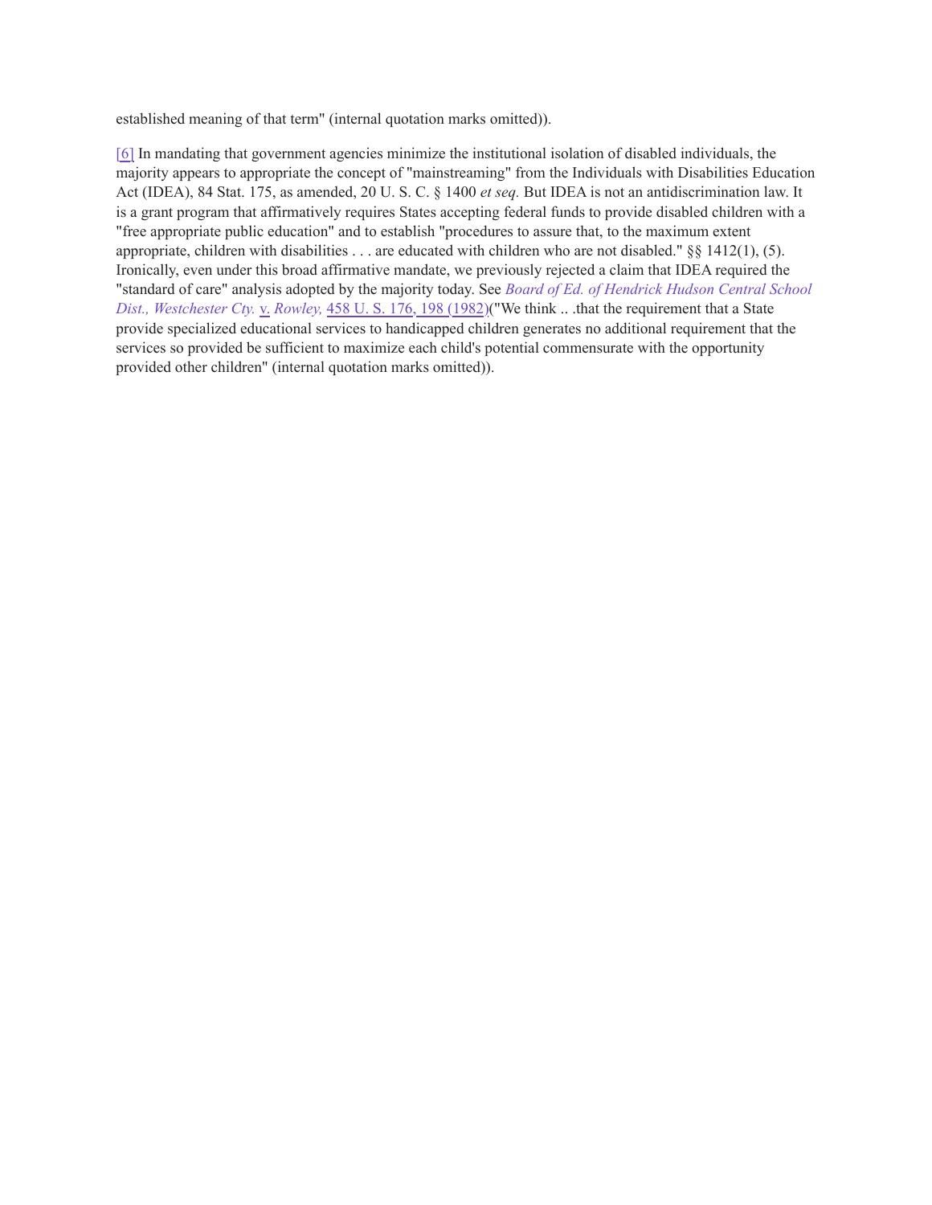established meaning of that term" (internal quotation marks omitted)).

[6] In mandating that government agencies minimize the institutional isolation of disabled individuals, the majority appears to appropriate the concept of "mainstreaming" from the Individuals with Disabilities Education Act (IDEA), 84 Stat. 175, as amended, 20 U. S. C. § 1400 *et seq.* But IDEA is not an antidiscrimination law. It is a grant program that affirmatively requires States accepting federal funds to provide disabled children with a "free appropriate public education" and to establish "procedures to assure that, to the maximum extent appropriate, children with disabilities . . . are educated with children who are not disabled." §§ 1412(1), (5). Ironically, even under this broad affirmative mandate, we previously rejected a claim that IDEA required the "standard of care" analysis adopted by the majority today. See *Board of Ed. of Hendrick Hudson Central School Dist., Westchester Cty.* v. *Rowley,* 458 U. S. 176, 198 (1982)("We think .. .that the requirement that a State provide specialized educational services to handicapped children generates no additional requirement that the services so provided be sufficient to maximize each child's potential commensurate with the opportunity provided other children" (internal quotation marks omitted)).